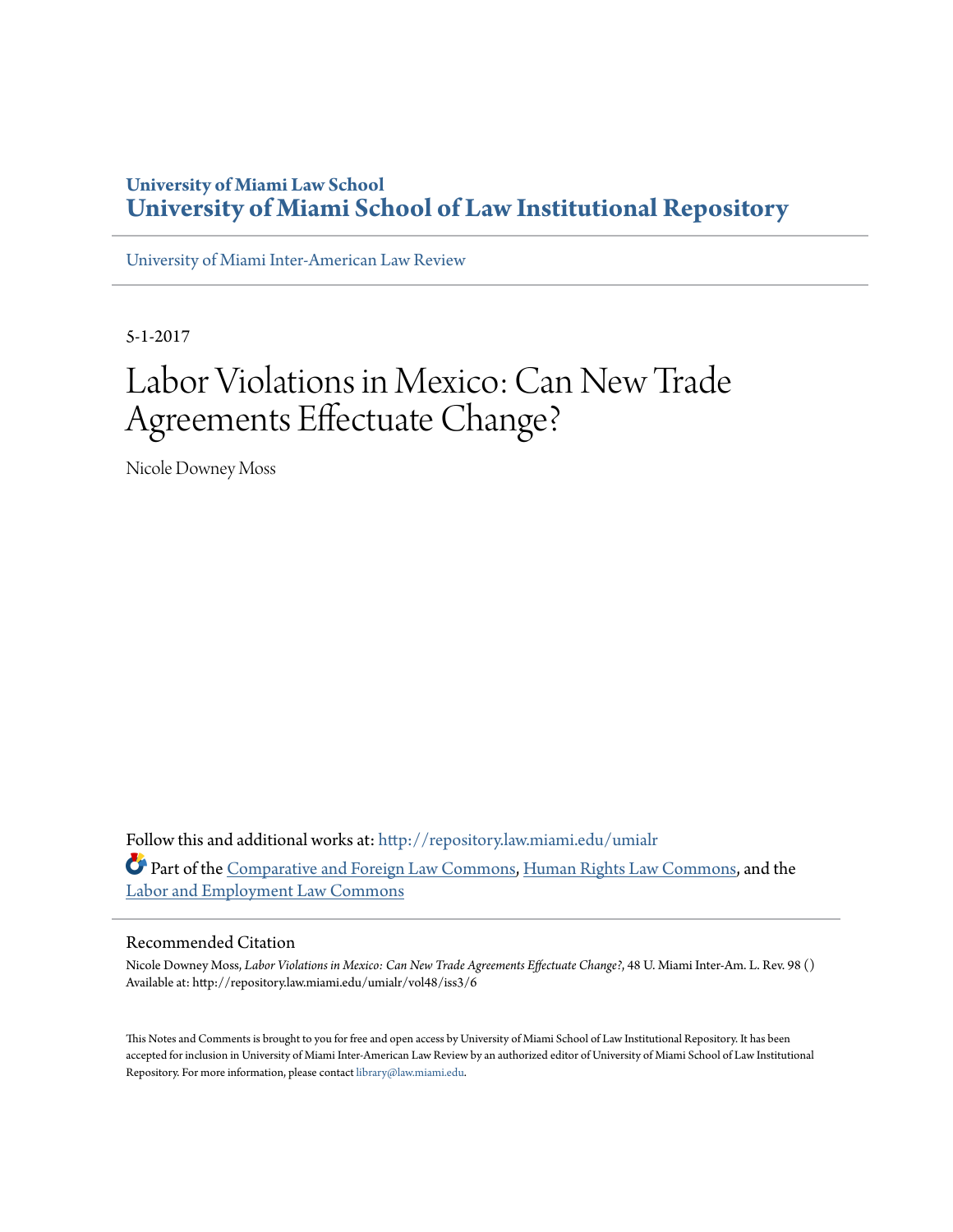**University of Miami Law School**
# University of Miami School of Law Institutional Repository

University of Miami Inter-American Law Review

5-1-2017

# Labor Violations in Mexico: Can New Trade Agreements Effectuate Change?

Nicole Downey Moss

Follow this and additional works at: http://repository.law.miami.edu/umialr

Part of the Comparative and Foreign Law Commons, Human Rights Law Commons, and the Labor and Employment Law Commons

## Recommended Citation

Nicole Downey Moss, *Labor Violations in Mexico: Can New Trade Agreements Effectuate Change?*, 48 U. Miami Inter-Am. L. Rev. 98 ()
Available at: http://repository.law.miami.edu/umialr/vol48/iss3/6

This Notes and Comments is brought to you for free and open access by University of Miami School of Law Institutional Repository. It has been accepted for inclusion in University of Miami Inter-American Law Review by an authorized editor of University of Miami School of Law Institutional Repository. For more information, please contact library@law.miami.edu.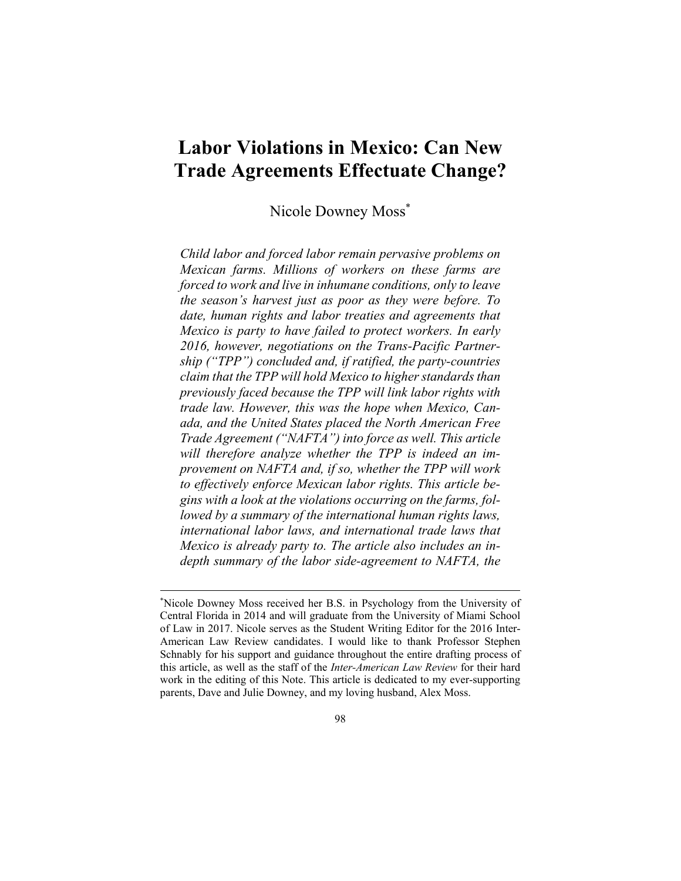# Labor Violations in Mexico: Can New Trade Agreements Effectuate Change?

Nicole Downey Moss[*]

*Child labor and forced labor remain pervasive problems on Mexican farms. Millions of workers on these farms are forced to work and live in inhumane conditions, only to leave the season's harvest just as poor as they were before. To date, human rights and labor treaties and agreements that Mexico is party to have failed to protect workers. In early 2016, however, negotiations on the Trans-Pacific Partnership ("TPP") concluded and, if ratified, the party-countries claim that the TPP will hold Mexico to higher standards than previously faced because the TPP will link labor rights with trade law. However, this was the hope when Mexico, Canada, and the United States placed the North American Free Trade Agreement ("NAFTA") into force as well. This article will therefore analyze whether the TPP is indeed an improvement on NAFTA and, if so, whether the TPP will work to effectively enforce Mexican labor rights. This article begins with a look at the violations occurring on the farms, followed by a summary of the international human rights laws, international labor laws, and international trade laws that Mexico is already party to. The article also includes an in-depth summary of the labor side-agreement to NAFTA, the*

---

[*] Nicole Downey Moss received her B.S. in Psychology from the University of Central Florida in 2014 and will graduate from the University of Miami School of Law in 2017. Nicole serves as the Student Writing Editor for the 2016 Inter-American Law Review candidates. I would like to thank Professor Stephen Schnably for his support and guidance throughout the entire drafting process of this article, as well as the staff of the *Inter-American Law Review* for their hard work in the editing of this Note. This article is dedicated to my ever-supporting parents, Dave and Julie Downey, and my loving husband, Alex Moss.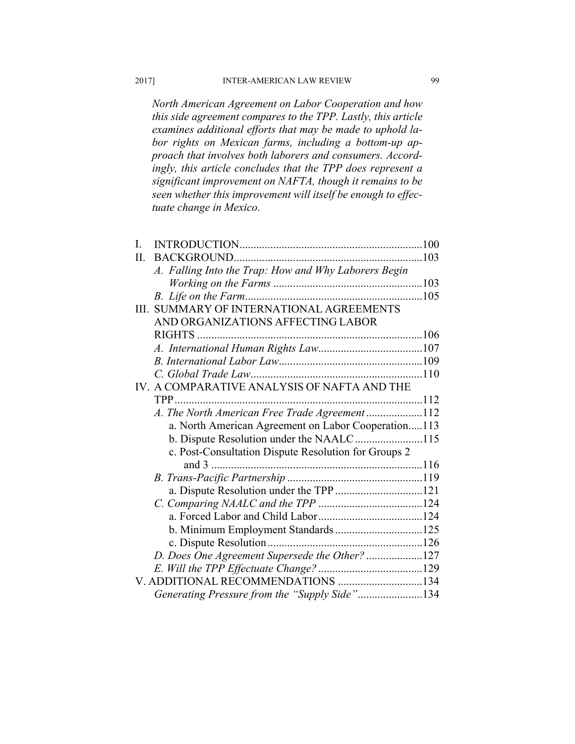*North American Agreement on Labor Cooperation and how this side agreement compares to the TPP. Lastly, this article examines additional efforts that may be made to uphold labor rights on Mexican farms, including a bottom-up approach that involves both laborers and consumers. Accordingly, this article concludes that the TPP does represent a significant improvement on NAFTA, though it remains to be seen whether this improvement will itself be enough to effectuate change in Mexico.*

I. INTRODUCTION.................................................................100
II. BACKGROUND..................................................................103
  *A. Falling Into the Trap: How and Why Laborers Begin Working on the Farms* ....................................................103
  *B. Life on the Farm*..............................................................105
III. SUMMARY OF INTERNATIONAL AGREEMENTS AND ORGANIZATIONS AFFECTING LABOR RIGHTS ...............................................................................106
  *A. International Human Rights Law*.....................................107
  *B. International Labor Law*..................................................109
  *C. Global Trade Law*............................................................110
IV. A COMPARATIVE ANALYSIS OF NAFTA AND THE TPP.......................................................................................112
  *A. The North American Free Trade Agreement* ....................112
    a. North American Agreement on Labor Cooperation.....113
    b. Dispute Resolution under the NAALC........................115
    c. Post-Consultation Dispute Resolution for Groups 2 and 3 ..........................................................................116
  *B. Trans-Pacific Partnership* ................................................119
    a. Dispute Resolution under the TPP ...............................121
  *C. Comparing NAALC and the TPP* .....................................124
    a. Forced Labor and Child Labor.....................................124
    b. Minimum Employment Standards ...............................125
    c. Dispute Resolution.......................................................126
  *D. Does One Agreement Supersede the Other?* ....................127
  *E. Will the TPP Effectuate Change?* .....................................129
V. ADDITIONAL RECOMMENDATIONS ..............................134
  *Generating Pressure from the "Supply Side"*.......................134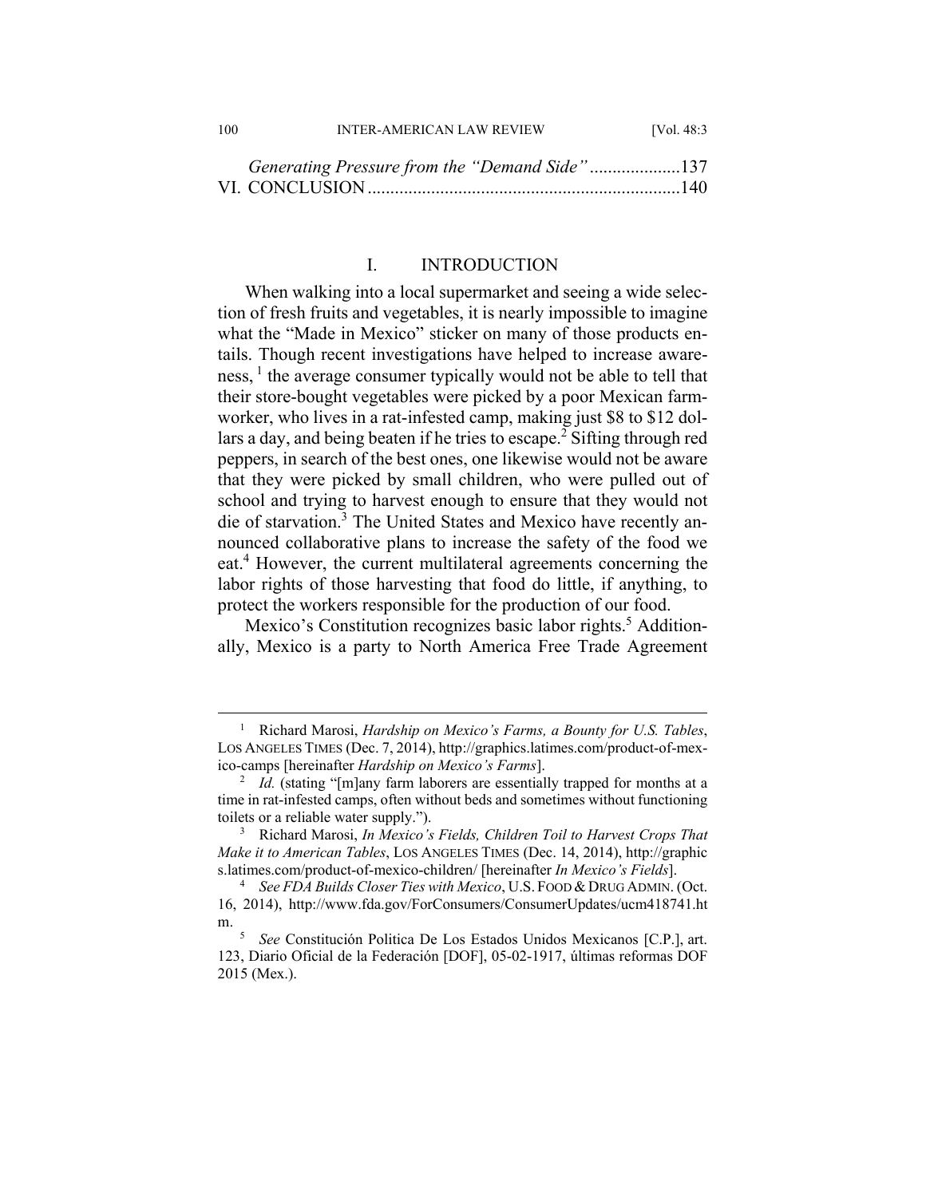*Generating Pressure from the "Demand Side"* .................... 137
VI. CONCLUSION .................................................................... 140

## I. INTRODUCTION

When walking into a local supermarket and seeing a wide selection of fresh fruits and vegetables, it is nearly impossible to imagine what the "Made in Mexico" sticker on many of those products entails. Though recent investigations have helped to increase awareness, [1] the average consumer typically would not be able to tell that their store-bought vegetables were picked by a poor Mexican farmworker, who lives in a rat-infested camp, making just $8 to $12 dollars a day, and being beaten if he tries to escape.[2] Sifting through red peppers, in search of the best ones, one likewise would not be aware that they were picked by small children, who were pulled out of school and trying to harvest enough to ensure that they would not die of starvation.[3] The United States and Mexico have recently announced collaborative plans to increase the safety of the food we eat.[4] However, the current multilateral agreements concerning the labor rights of those harvesting that food do little, if anything, to protect the workers responsible for the production of our food.

Mexico's Constitution recognizes basic labor rights.[5] Additionally, Mexico is a party to North America Free Trade Agreement

---

[1] Richard Marosi, *Hardship on Mexico's Farms, a Bounty for U.S. Tables*, LOS ANGELES TIMES (Dec. 7, 2014), http://graphics.latimes.com/product-of-mexico-camps [hereinafter *Hardship on Mexico's Farms*].

[2] *Id.* (stating "[m]any farm laborers are essentially trapped for months at a time in rat-infested camps, often without beds and sometimes without functioning toilets or a reliable water supply.").

[3] Richard Marosi, *In Mexico's Fields, Children Toil to Harvest Crops That Make it to American Tables*, LOS ANGELES TIMES (Dec. 14, 2014), http://graphics.latimes.com/product-of-mexico-children/ [hereinafter *In Mexico's Fields*].

[4] *See FDA Builds Closer Ties with Mexico*, U.S. FOOD & DRUG ADMIN. (Oct. 16, 2014), http://www.fda.gov/ForConsumers/ConsumerUpdates/ucm418741.htm.

[5] *See* Constitución Politica De Los Estados Unidos Mexicanos [C.P.], art. 123, Diario Oficial de la Federación [DOF], 05-02-1917, últimas reformas DOF 2015 (Mex.).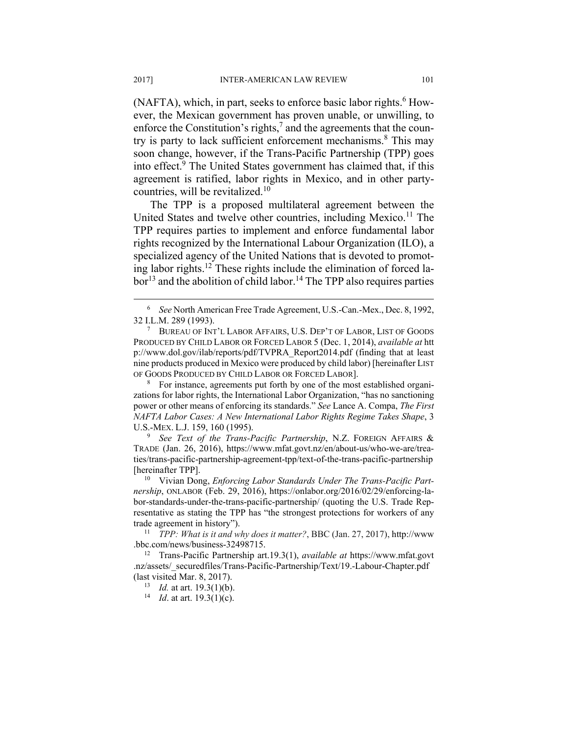(NAFTA), which, in part, seeks to enforce basic labor rights.[6] However, the Mexican government has proven unable, or unwilling, to enforce the Constitution's rights,[7] and the agreements that the country is party to lack sufficient enforcement mechanisms.[8] This may soon change, however, if the Trans-Pacific Partnership (TPP) goes into effect.[9] The United States government has claimed that, if this agreement is ratified, labor rights in Mexico, and in other party-countries, will be revitalized.[10]

The TPP is a proposed multilateral agreement between the United States and twelve other countries, including Mexico.[11] The TPP requires parties to implement and enforce fundamental labor rights recognized by the International Labour Organization (ILO), a specialized agency of the United Nations that is devoted to promoting labor rights.[12] These rights include the elimination of forced labor[13] and the abolition of child labor.[14] The TPP also requires parties

---

[6] *See* North American Free Trade Agreement, U.S.-Can.-Mex., Dec. 8, 1992, 32 I.L.M. 289 (1993).

[7] BUREAU OF INT'L LABOR AFFAIRS, U.S. DEP'T OF LABOR, LIST OF GOODS PRODUCED BY CHILD LABOR OR FORCED LABOR 5 (Dec. 1, 2014), *available at* http://www.dol.gov/ilab/reports/pdf/TVPRA_Report2014.pdf (finding that at least nine products produced in Mexico were produced by child labor) [hereinafter LIST OF GOODS PRODUCED BY CHILD LABOR OR FORCED LABOR].

[8] For instance, agreements put forth by one of the most established organizations for labor rights, the International Labor Organization, "has no sanctioning power or other means of enforcing its standards." *See* Lance A. Compa, *The First NAFTA Labor Cases: A New International Labor Rights Regime Takes Shape*, 3 U.S.-MEX. L.J. 159, 160 (1995).

[9] *See Text of the Trans-Pacific Partnership*, N.Z. FOREIGN AFFAIRS & TRADE (Jan. 26, 2016), https://www.mfat.govt.nz/en/about-us/who-we-are/treaties/trans-pacific-partnership-agreement-tpp/text-of-the-trans-pacific-partnership [hereinafter TPP].

[10] Vivian Dong, *Enforcing Labor Standards Under The Trans-Pacific Partnership*, ONLABOR (Feb. 29, 2016), https://onlabor.org/2016/02/29/enforcing-labor-standards-under-the-trans-pacific-partnership/ (quoting the U.S. Trade Representative as stating the TPP has "the strongest protections for workers of any trade agreement in history").

[11] *TPP: What is it and why does it matter?*, BBC (Jan. 27, 2017), http://www.bbc.com/news/business-32498715.

[12] Trans-Pacific Partnership art.19.3(1), *available at* https://www.mfat.govt.nz/assets/_securedfiles/Trans-Pacific-Partnership/Text/19.-Labour-Chapter.pdf (last visited Mar. 8, 2017).

[13] *Id.* at art. 19.3(1)(b).

[14] *Id*. at art. 19.3(1)(c).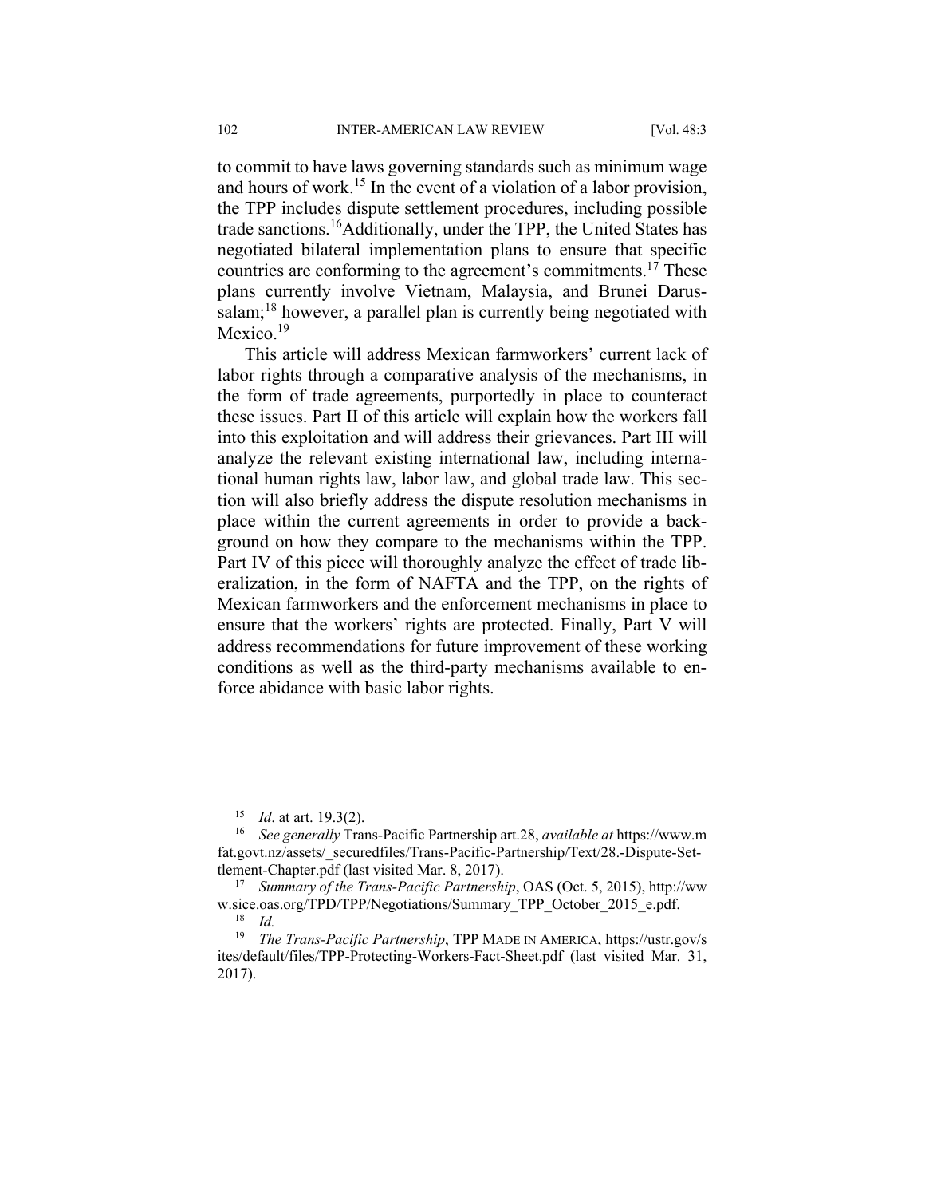to commit to have laws governing standards such as minimum wage and hours of work.[15] In the event of a violation of a labor provision, the TPP includes dispute settlement procedures, including possible trade sanctions.[16]Additionally, under the TPP, the United States has negotiated bilateral implementation plans to ensure that specific countries are conforming to the agreement's commitments.[17] These plans currently involve Vietnam, Malaysia, and Brunei Darussalam;[18] however, a parallel plan is currently being negotiated with Mexico.[19]

This article will address Mexican farmworkers' current lack of labor rights through a comparative analysis of the mechanisms, in the form of trade agreements, purportedly in place to counteract these issues. Part II of this article will explain how the workers fall into this exploitation and will address their grievances. Part III will analyze the relevant existing international law, including international human rights law, labor law, and global trade law. This section will also briefly address the dispute resolution mechanisms in place within the current agreements in order to provide a background on how they compare to the mechanisms within the TPP. Part IV of this piece will thoroughly analyze the effect of trade liberalization, in the form of NAFTA and the TPP, on the rights of Mexican farmworkers and the enforcement mechanisms in place to ensure that the workers' rights are protected. Finally, Part V will address recommendations for future improvement of these working conditions as well as the third-party mechanisms available to enforce abidance with basic labor rights.

---

[15] *Id*. at art. 19.3(2).

[16] *See generally* Trans-Pacific Partnership art.28, *available at* https://www.mfat.govt.nz/assets/_securedfiles/Trans-Pacific-Partnership/Text/28.-Dispute-Settlement-Chapter.pdf (last visited Mar. 8, 2017).

[17] *Summary of the Trans-Pacific Partnership*, OAS (Oct. 5, 2015), http://www.sice.oas.org/TPD/TPP/Negotiations/Summary_TPP_October_2015_e.pdf.

[18] *Id.*

[19] *The Trans-Pacific Partnership*, TPP MADE IN AMERICA, https://ustr.gov/sites/default/files/TPP-Protecting-Workers-Fact-Sheet.pdf (last visited Mar. 31, 2017).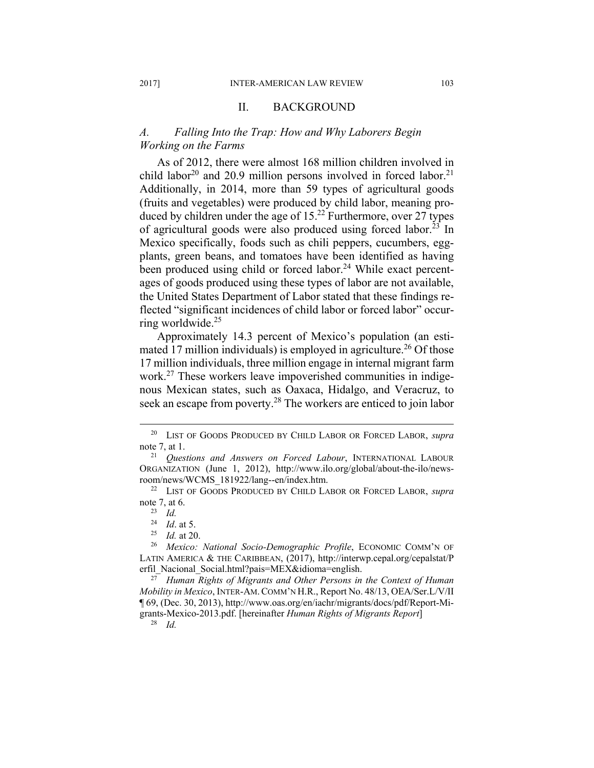## II. BACKGROUND

### *A. Falling Into the Trap: How and Why Laborers Begin Working on the Farms*

As of 2012, there were almost 168 million children involved in child labor[20] and 20.9 million persons involved in forced labor.[21] Additionally, in 2014, more than 59 types of agricultural goods (fruits and vegetables) were produced by child labor, meaning produced by children under the age of 15.[22] Furthermore, over 27 types of agricultural goods were also produced using forced labor.[23] In Mexico specifically, foods such as chili peppers, cucumbers, eggplants, green beans, and tomatoes have been identified as having been produced using child or forced labor.[24] While exact percentages of goods produced using these types of labor are not available, the United States Department of Labor stated that these findings reflected "significant incidences of child labor or forced labor" occurring worldwide.[25]

Approximately 14.3 percent of Mexico's population (an estimated 17 million individuals) is employed in agriculture.[26] Of those 17 million individuals, three million engage in internal migrant farm work.[27] These workers leave impoverished communities in indigenous Mexican states, such as Oaxaca, Hidalgo, and Veracruz, to seek an escape from poverty.[28] The workers are enticed to join labor

---

[20] LIST OF GOODS PRODUCED BY CHILD LABOR OR FORCED LABOR, *supra* note 7, at 1.

[21] *Questions and Answers on Forced Labour*, INTERNATIONAL LABOUR ORGANIZATION (June 1, 2012), http://www.ilo.org/global/about-the-ilo/newsroom/news/WCMS_181922/lang--en/index.htm.

[22] LIST OF GOODS PRODUCED BY CHILD LABOR OR FORCED LABOR, *supra* note 7, at 6.

[23] *Id.*

[24] *Id*. at 5.

[25] *Id.* at 20.

[26] *Mexico: National Socio-Demographic Profile*, ECONOMIC COMM'N OF LATIN AMERICA & THE CARIBBEAN, (2017), http://interwp.cepal.org/cepalstat/Perfil_Nacional_Social.html?pais=MEX&idioma=english.

[27] *Human Rights of Migrants and Other Persons in the Context of Human Mobility in Mexico*, INTER-AM. COMM'N H.R., Report No. 48/13, OEA/Ser.L/V/II ¶ 69, (Dec. 30, 2013), http://www.oas.org/en/iachr/migrants/docs/pdf/Report-Migrants-Mexico-2013.pdf. [hereinafter *Human Rights of Migrants Report*]

[28] *Id.*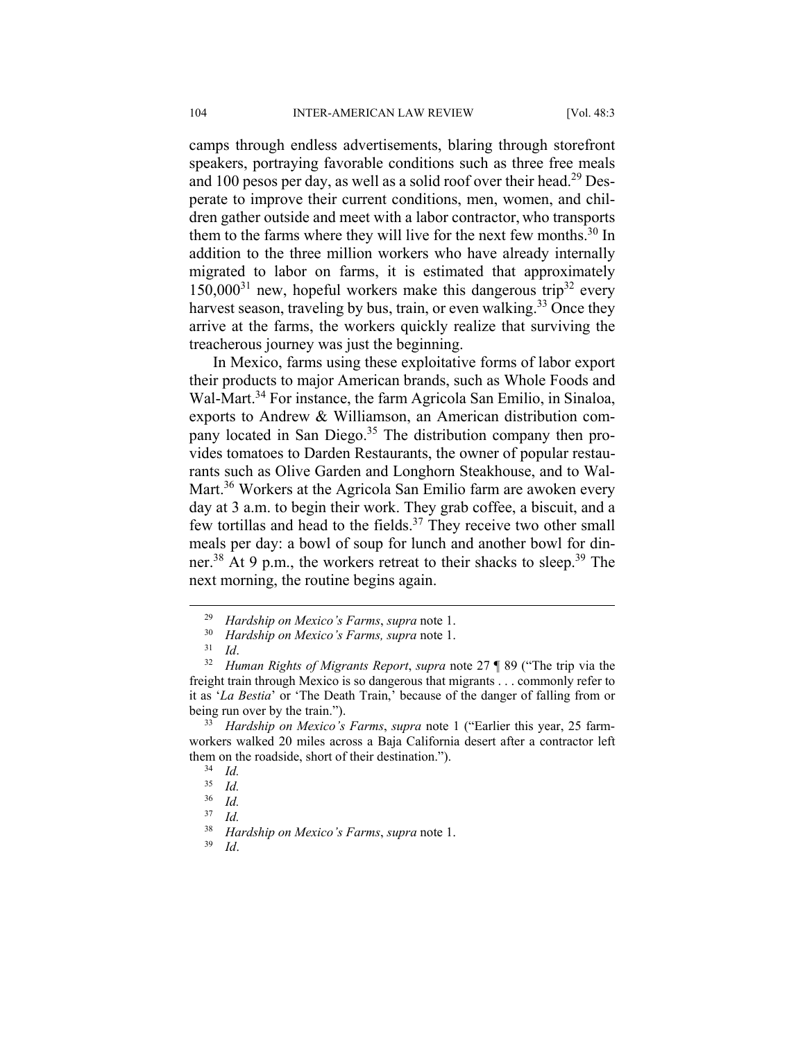camps through endless advertisements, blaring through storefront speakers, portraying favorable conditions such as three free meals and 100 pesos per day, as well as a solid roof over their head.[29] Desperate to improve their current conditions, men, women, and children gather outside and meet with a labor contractor, who transports them to the farms where they will live for the next few months.[30] In addition to the three million workers who have already internally migrated to labor on farms, it is estimated that approximately 150,000[31] new, hopeful workers make this dangerous trip[32] every harvest season, traveling by bus, train, or even walking.[33] Once they arrive at the farms, the workers quickly realize that surviving the treacherous journey was just the beginning.

In Mexico, farms using these exploitative forms of labor export their products to major American brands, such as Whole Foods and Wal-Mart.[34] For instance, the farm Agricola San Emilio, in Sinaloa, exports to Andrew & Williamson, an American distribution company located in San Diego.[35] The distribution company then provides tomatoes to Darden Restaurants, the owner of popular restaurants such as Olive Garden and Longhorn Steakhouse, and to Wal-Mart.[36] Workers at the Agricola San Emilio farm are awoken every day at 3 a.m. to begin their work. They grab coffee, a biscuit, and a few tortillas and head to the fields.[37] They receive two other small meals per day: a bowl of soup for lunch and another bowl for dinner.[38] At 9 p.m., the workers retreat to their shacks to sleep.[39] The next morning, the routine begins again.

---

[29] *Hardship on Mexico's Farms*, *supra* note 1.

[30] *Hardship on Mexico's Farms, supra* note 1.

[31] *Id*.

[32] *Human Rights of Migrants Report*, *supra* note 27 ¶ 89 ("The trip via the freight train through Mexico is so dangerous that migrants . . . commonly refer to it as '*La Bestia*' or 'The Death Train,' because of the danger of falling from or being run over by the train.").

[33] *Hardship on Mexico's Farms*, *supra* note 1 ("Earlier this year, 25 farmworkers walked 20 miles across a Baja California desert after a contractor left them on the roadside, short of their destination.").

[34] *Id.*

[35] *Id.*

[36] *Id.*

[37] *Id.*

[38] *Hardship on Mexico's Farms*, *supra* note 1.

[39] *Id*.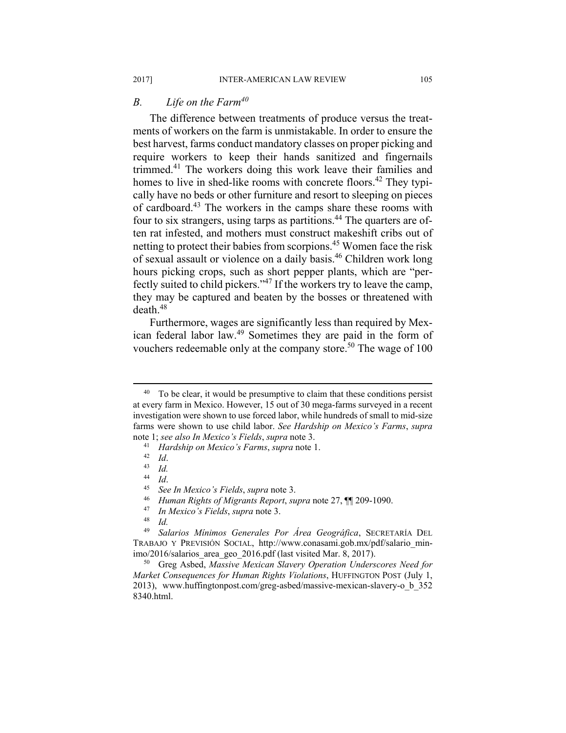### *B. Life on the Farm*[40]

The difference between treatments of produce versus the treatments of workers on the farm is unmistakable. In order to ensure the best harvest, farms conduct mandatory classes on proper picking and require workers to keep their hands sanitized and fingernails trimmed.[41] The workers doing this work leave their families and homes to live in shed-like rooms with concrete floors.[42] They typically have no beds or other furniture and resort to sleeping on pieces of cardboard.[43] The workers in the camps share these rooms with four to six strangers, using tarps as partitions.[44] The quarters are often rat infested, and mothers must construct makeshift cribs out of netting to protect their babies from scorpions.[45] Women face the risk of sexual assault or violence on a daily basis.[46] Children work long hours picking crops, such as short pepper plants, which are "perfectly suited to child pickers."[47] If the workers try to leave the camp, they may be captured and beaten by the bosses or threatened with death.[48]

Furthermore, wages are significantly less than required by Mexican federal labor law.[49] Sometimes they are paid in the form of vouchers redeemable only at the company store.[50] The wage of 100

---

[40] To be clear, it would be presumptive to claim that these conditions persist at every farm in Mexico. However, 15 out of 30 mega-farms surveyed in a recent investigation were shown to use forced labor, while hundreds of small to mid-size farms were shown to use child labor. *See Hardship on Mexico's Farms*, *supra* note 1; *see also In Mexico's Fields*, *supra* note 3.

[41] *Hardship on Mexico's Farms*, *supra* note 1.

[42] *Id*.

[43] *Id.*

[44] *Id*.

[45] *See In Mexico's Fields*, *supra* note 3.

[46] *Human Rights of Migrants Report*, *supra* note 27, ¶¶ 209-1090.

[47] *In Mexico's Fields*, *supra* note 3.

[48] *Id.*

[49] *Salarios Mínimos Generales Por Área Geográfica*, SECRETARÍA DEL TRABAJO Y PREVISIÓN SOCIAL, http://www.conasami.gob.mx/pdf/salario_minimo/2016/salarios_area_geo_2016.pdf (last visited Mar. 8, 2017).

[50] Greg Asbed, *Massive Mexican Slavery Operation Underscores Need for Market Consequences for Human Rights Violations*, HUFFINGTON POST (July 1, 2013), www.huffingtonpost.com/greg-asbed/massive-mexican-slavery-o_b_3528340.html.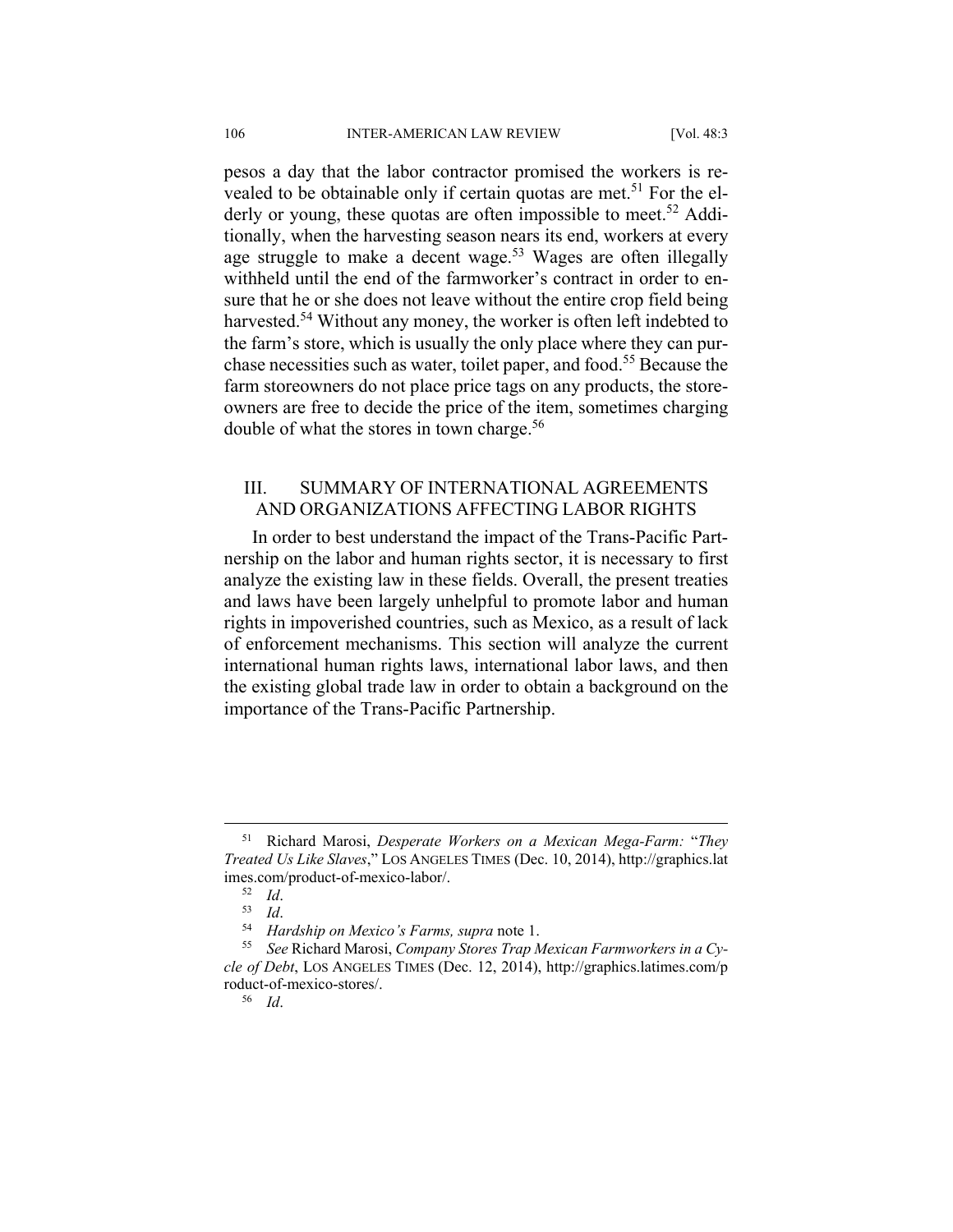pesos a day that the labor contractor promised the workers is revealed to be obtainable only if certain quotas are met.[51] For the elderly or young, these quotas are often impossible to meet.[52] Additionally, when the harvesting season nears its end, workers at every age struggle to make a decent wage.[53] Wages are often illegally withheld until the end of the farmworker's contract in order to ensure that he or she does not leave without the entire crop field being harvested.[54] Without any money, the worker is often left indebted to the farm's store, which is usually the only place where they can purchase necessities such as water, toilet paper, and food.[55] Because the farm storeowners do not place price tags on any products, the storeowners are free to decide the price of the item, sometimes charging double of what the stores in town charge.[56]

## III. SUMMARY OF INTERNATIONAL AGREEMENTS AND ORGANIZATIONS AFFECTING LABOR RIGHTS

In order to best understand the impact of the Trans-Pacific Partnership on the labor and human rights sector, it is necessary to first analyze the existing law in these fields. Overall, the present treaties and laws have been largely unhelpful to promote labor and human rights in impoverished countries, such as Mexico, as a result of lack of enforcement mechanisms. This section will analyze the current international human rights laws, international labor laws, and then the existing global trade law in order to obtain a background on the importance of the Trans-Pacific Partnership.

---

[51] Richard Marosi, *Desperate Workers on a Mexican Mega-Farm: "They Treated Us Like Slaves*," LOS ANGELES TIMES (Dec. 10, 2014), http://graphics.latimes.com/product-of-mexico-labor/.

[52] *Id*.

[53] *Id*.

[54] *Hardship on Mexico's Farms, supra* note 1.

[55] *See* Richard Marosi, *Company Stores Trap Mexican Farmworkers in a Cycle of Debt*, LOS ANGELES TIMES (Dec. 12, 2014), http://graphics.latimes.com/product-of-mexico-stores/.

[56] *Id*.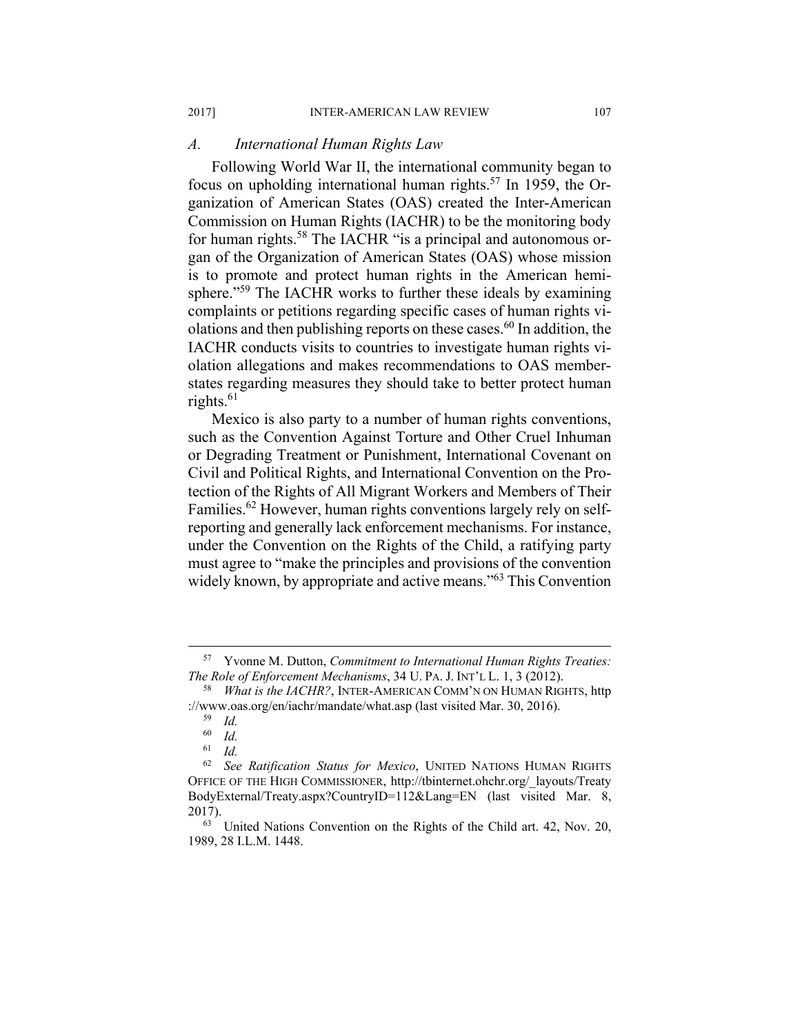### A. International Human Rights Law

Following World War II, the international community began to focus on upholding international human rights.[57] In 1959, the Organization of American States (OAS) created the Inter-American Commission on Human Rights (IACHR) to be the monitoring body for human rights.[58] The IACHR "is a principal and autonomous organ of the Organization of American States (OAS) whose mission is to promote and protect human rights in the American hemisphere."[59] The IACHR works to further these ideals by examining complaints or petitions regarding specific cases of human rights violations and then publishing reports on these cases.[60] In addition, the IACHR conducts visits to countries to investigate human rights violation allegations and makes recommendations to OAS member-states regarding measures they should take to better protect human rights.[61]

Mexico is also party to a number of human rights conventions, such as the Convention Against Torture and Other Cruel Inhuman or Degrading Treatment or Punishment, International Covenant on Civil and Political Rights, and International Convention on the Protection of the Rights of All Migrant Workers and Members of Their Families.[62] However, human rights conventions largely rely on self-reporting and generally lack enforcement mechanisms. For instance, under the Convention on the Rights of the Child, a ratifying party must agree to "make the principles and provisions of the convention widely known, by appropriate and active means."[63] This Convention

---

[57] Yvonne M. Dutton, *Commitment to International Human Rights Treaties: The Role of Enforcement Mechanisms*, 34 U. PA. J. INT'L L. 1, 3 (2012).

[58] *What is the IACHR?*, INTER-AMERICAN COMM'N ON HUMAN RIGHTS, http://www.oas.org/en/iachr/mandate/what.asp (last visited Mar. 30, 2016).

[59] *Id.*

[60] *Id.*

[61] *Id.*

[62] *See Ratification Status for Mexico*, UNITED NATIONS HUMAN RIGHTS OFFICE OF THE HIGH COMMISSIONER, http://tbinternet.ohchr.org/_layouts/TreatyBodyExternal/Treaty.aspx?CountryID=112&Lang=EN (last visited Mar. 8, 2017).

[63] United Nations Convention on the Rights of the Child art. 42, Nov. 20, 1989, 28 I.L.M. 1448.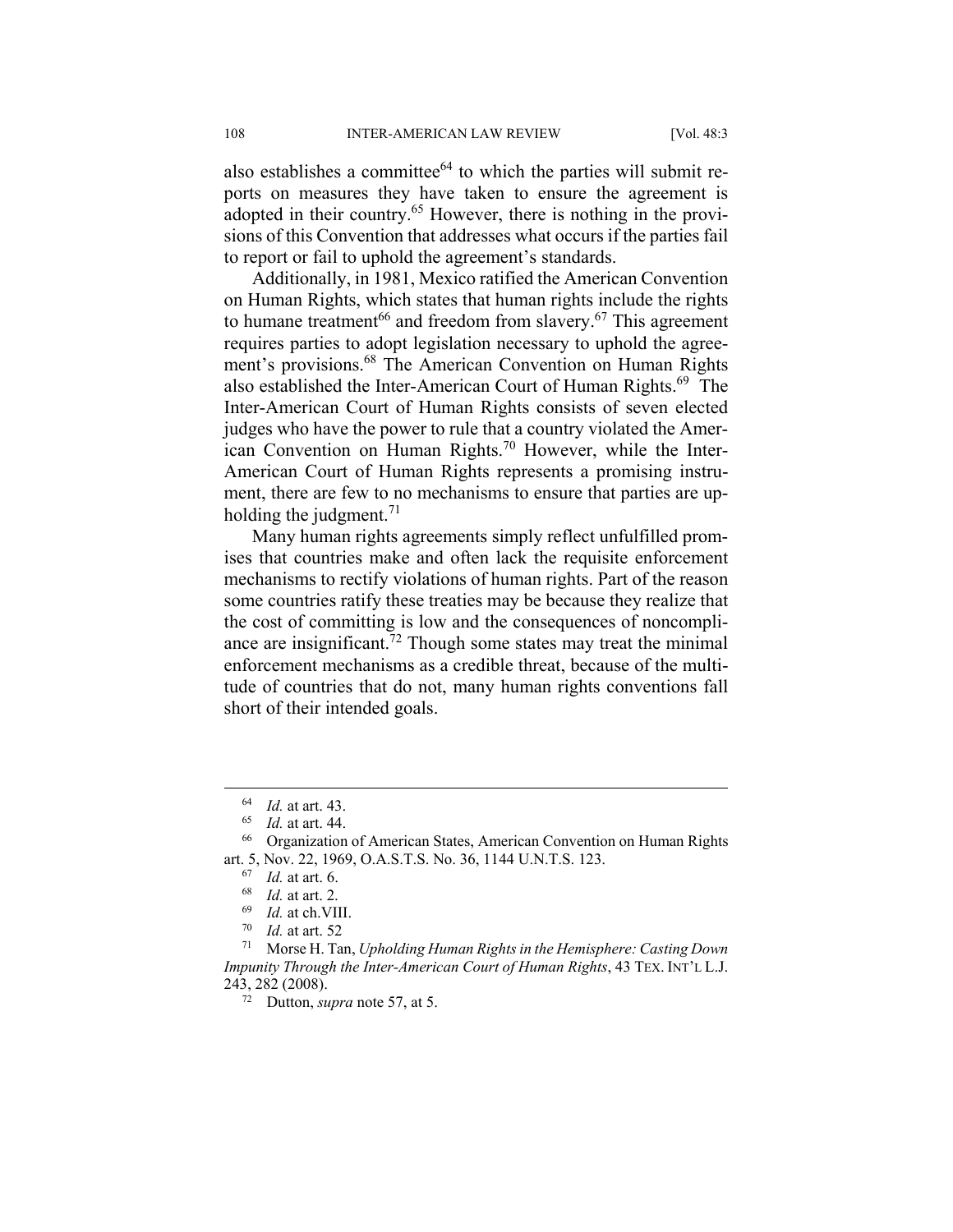also establishes a committee[64] to which the parties will submit reports on measures they have taken to ensure the agreement is adopted in their country.[65] However, there is nothing in the provisions of this Convention that addresses what occurs if the parties fail to report or fail to uphold the agreement's standards.

Additionally, in 1981, Mexico ratified the American Convention on Human Rights, which states that human rights include the rights to humane treatment[66] and freedom from slavery.[67] This agreement requires parties to adopt legislation necessary to uphold the agreement's provisions.[68] The American Convention on Human Rights also established the Inter-American Court of Human Rights.[69] The Inter-American Court of Human Rights consists of seven elected judges who have the power to rule that a country violated the American Convention on Human Rights.[70] However, while the Inter-American Court of Human Rights represents a promising instrument, there are few to no mechanisms to ensure that parties are upholding the judgment.[71]

Many human rights agreements simply reflect unfulfilled promises that countries make and often lack the requisite enforcement mechanisms to rectify violations of human rights. Part of the reason some countries ratify these treaties may be because they realize that the cost of committing is low and the consequences of noncompliance are insignificant.[72] Though some states may treat the minimal enforcement mechanisms as a credible threat, because of the multitude of countries that do not, many human rights conventions fall short of their intended goals.

---

[64] *Id.* at art. 43.

[65] *Id.* at art. 44.

[66] Organization of American States, American Convention on Human Rights art. 5, Nov. 22, 1969, O.A.S.T.S. No. 36, 1144 U.N.T.S. 123.

[67] *Id.* at art. 6.

[68] *Id.* at art. 2.

[69] *Id.* at ch.VIII.

[70] *Id.* at art. 52

[71] Morse H. Tan, *Upholding Human Rights in the Hemisphere: Casting Down Impunity Through the Inter-American Court of Human Rights*, 43 TEX. INT'L L.J. 243, 282 (2008).

[72] Dutton, *supra* note 57, at 5.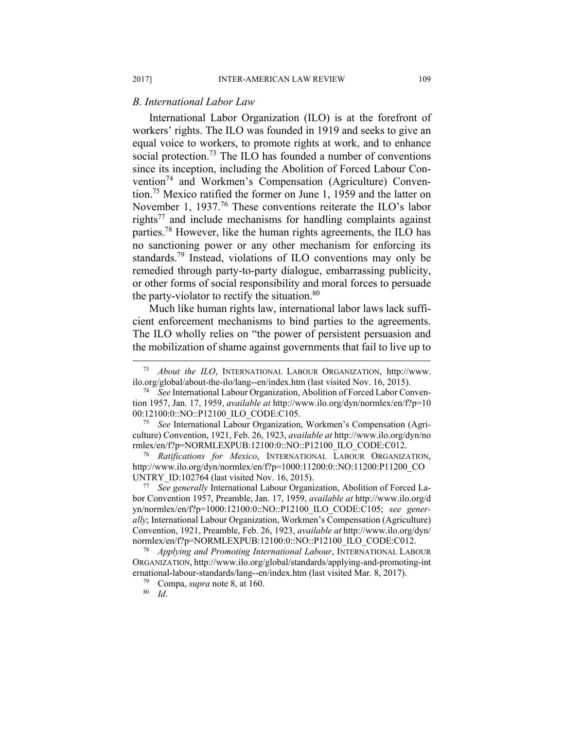### *B. International Labor Law*

International Labor Organization (ILO) is at the forefront of workers' rights. The ILO was founded in 1919 and seeks to give an equal voice to workers, to promote rights at work, and to enhance social protection.[73] The ILO has founded a number of conventions since its inception, including the Abolition of Forced Labour Convention[74] and Workmen's Compensation (Agriculture) Convention.[75] Mexico ratified the former on June 1, 1959 and the latter on November 1, 1937.[76] These conventions reiterate the ILO's labor rights[77] and include mechanisms for handling complaints against parties.[78] However, like the human rights agreements, the ILO has no sanctioning power or any other mechanism for enforcing its standards.[79] Instead, violations of ILO conventions may only be remedied through party-to-party dialogue, embarrassing publicity, or other forms of social responsibility and moral forces to persuade the party-violator to rectify the situation.[80]

Much like human rights law, international labor laws lack sufficient enforcement mechanisms to bind parties to the agreements. The ILO wholly relies on "the power of persistent persuasion and the mobilization of shame against governments that fail to live up to

---

[73] *About the ILO*, INTERNATIONAL LABOUR ORGANIZATION, http://www.ilo.org/global/about-the-ilo/lang--en/index.htm (last visited Nov. 16, 2015).

[74] *See* International Labour Organization, Abolition of Forced Labor Convention 1957, Jan. 17, 1959, *available at* http://www.ilo.org/dyn/normlex/en/f?p=1000:12100:0::NO::P12100_ILO_CODE:C105.

[75] *See* International Labour Organization, Workmen's Compensation (Agriculture) Convention, 1921, Feb. 26, 1923, *available at* http://www.ilo.org/dyn/normlex/en/f?p=NORMLEXPUB:12100:0::NO::P12100_ILO_CODE:C012.

[76] *Ratifications for Mexico*, INTERNATIONAL LABOUR ORGANIZATION, http://www.ilo.org/dyn/normlex/en/f?p=1000:11200:0::NO:11200:P11200_COUNTRY_ID:102764 (last visited Nov. 16, 2015).

[77] *See generally* International Labour Organization, Abolition of Forced Labor Convention 1957, Preamble, Jan. 17, 1959, *available at* http://www.ilo.org/dyn/normlex/en/f?p=1000:12100:0::NO::P12100_ILO_CODE:C105; *see generally*; International Labour Organization, Workmen's Compensation (Agriculture) Convention, 1921, Preamble, Feb. 26, 1923, *available at* http://www.ilo.org/dyn/normlex/en/f?p=NORMLEXPUB:12100:0::NO::P12100_ILO_CODE:C012.

[78] *Applying and Promoting International Labour*, INTERNATIONAL LABOUR ORGANIZATION, http://www.ilo.org/global/standards/applying-and-promoting-international-labour-standards/lang--en/index.htm (last visited Mar. 8, 2017).

[79] Compa, *supra* note 8, at 160.

[80] *Id*.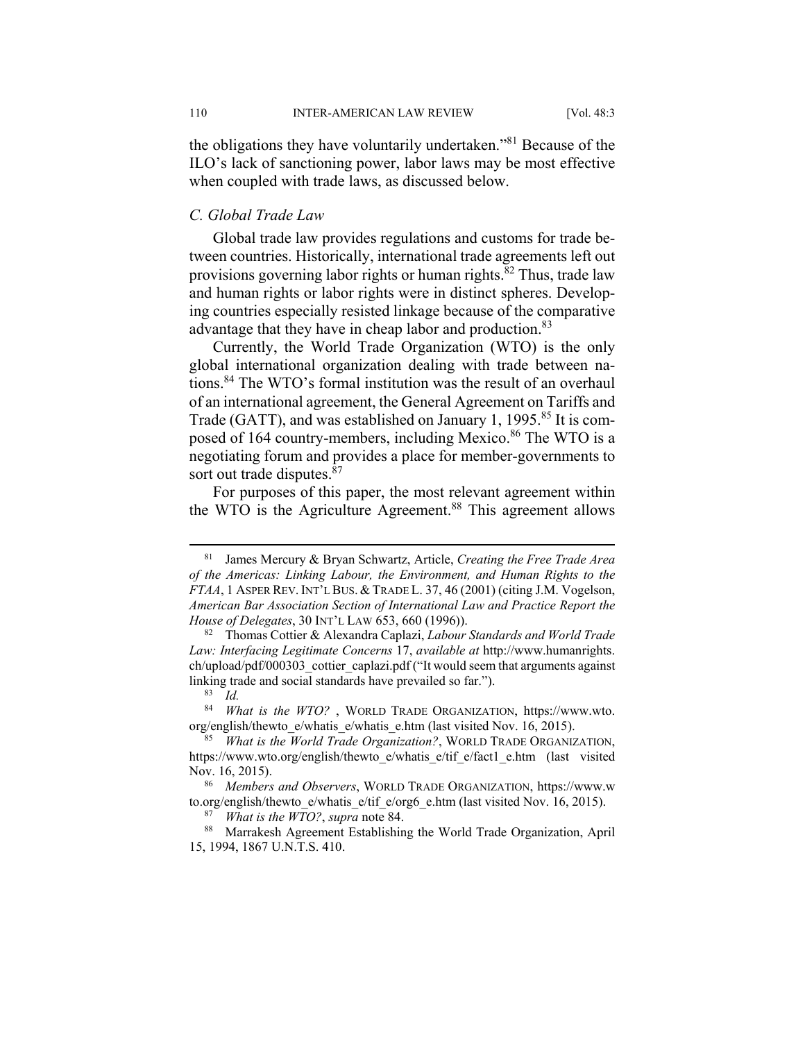the obligations they have voluntarily undertaken."[81] Because of the ILO's lack of sanctioning power, labor laws may be most effective when coupled with trade laws, as discussed below.

### *C. Global Trade Law*

Global trade law provides regulations and customs for trade between countries. Historically, international trade agreements left out provisions governing labor rights or human rights.[82] Thus, trade law and human rights or labor rights were in distinct spheres. Developing countries especially resisted linkage because of the comparative advantage that they have in cheap labor and production.[83]

Currently, the World Trade Organization (WTO) is the only global international organization dealing with trade between nations.[84] The WTO's formal institution was the result of an overhaul of an international agreement, the General Agreement on Tariffs and Trade (GATT), and was established on January 1, 1995.[85] It is composed of 164 country-members, including Mexico.[86] The WTO is a negotiating forum and provides a place for member-governments to sort out trade disputes.[87]

For purposes of this paper, the most relevant agreement within the WTO is the Agriculture Agreement.[88] This agreement allows

---

[81] James Mercury & Bryan Schwartz, Article, *Creating the Free Trade Area of the Americas: Linking Labour, the Environment, and Human Rights to the FTAA*, 1 ASPER REV. INT'L BUS. & TRADE L. 37, 46 (2001) (citing J.M. Vogelson, *American Bar Association Section of International Law and Practice Report the House of Delegates*, 30 INT'L LAW 653, 660 (1996)).

[82] Thomas Cottier & Alexandra Caplazi, *Labour Standards and World Trade Law: Interfacing Legitimate Concerns* 17, *available at* http://www.humanrights.ch/upload/pdf/000303_cottier_caplazi.pdf ("It would seem that arguments against linking trade and social standards have prevailed so far.").

[83] *Id.*

[84] *What is the WTO?* , WORLD TRADE ORGANIZATION, https://www.wto.org/english/thewto_e/whatis_e/whatis_e.htm (last visited Nov. 16, 2015).

[85] *What is the World Trade Organization?*, WORLD TRADE ORGANIZATION, https://www.wto.org/english/thewto_e/whatis_e/tif_e/fact1_e.htm (last visited Nov. 16, 2015).

[86] *Members and Observers*, WORLD TRADE ORGANIZATION, https://www.wto.org/english/thewto_e/whatis_e/tif_e/org6_e.htm (last visited Nov. 16, 2015).

[87] *What is the WTO?*, *supra* note 84.

[88] Marrakesh Agreement Establishing the World Trade Organization, April 15, 1994, 1867 U.N.T.S. 410.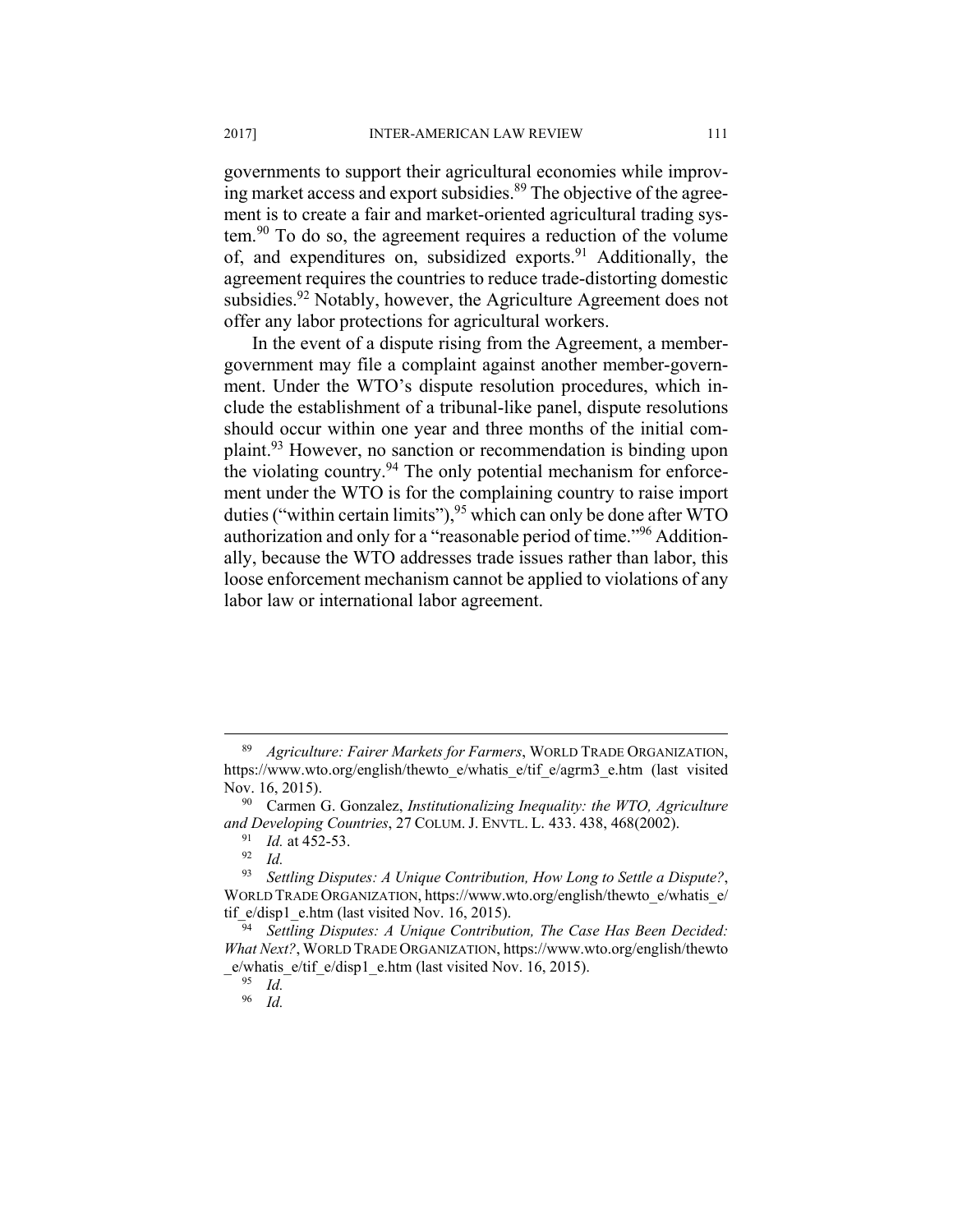governments to support their agricultural economies while improving market access and export subsidies.[89] The objective of the agreement is to create a fair and market-oriented agricultural trading system.[90] To do so, the agreement requires a reduction of the volume of, and expenditures on, subsidized exports.[91] Additionally, the agreement requires the countries to reduce trade-distorting domestic subsidies.[92] Notably, however, the Agriculture Agreement does not offer any labor protections for agricultural workers.

In the event of a dispute rising from the Agreement, a member-government may file a complaint against another member-government. Under the WTO's dispute resolution procedures, which include the establishment of a tribunal-like panel, dispute resolutions should occur within one year and three months of the initial complaint.[93] However, no sanction or recommendation is binding upon the violating country.[94] The only potential mechanism for enforcement under the WTO is for the complaining country to raise import duties ("within certain limits"),[95] which can only be done after WTO authorization and only for a "reasonable period of time."[96] Additionally, because the WTO addresses trade issues rather than labor, this loose enforcement mechanism cannot be applied to violations of any labor law or international labor agreement.

---

[89] *Agriculture: Fairer Markets for Farmers*, WORLD TRADE ORGANIZATION, https://www.wto.org/english/thewto_e/whatis_e/tif_e/agrm3_e.htm (last visited Nov. 16, 2015).

[90] Carmen G. Gonzalez, *Institutionalizing Inequality: the WTO, Agriculture and Developing Countries*, 27 COLUM. J. ENVTL. L. 433. 438, 468(2002).

[91] *Id.* at 452-53.

[92] *Id.*

[93] *Settling Disputes: A Unique Contribution, How Long to Settle a Dispute?*, WORLD TRADE ORGANIZATION, https://www.wto.org/english/thewto_e/whatis_e/tif_e/disp1_e.htm (last visited Nov. 16, 2015).

[94] *Settling Disputes: A Unique Contribution, The Case Has Been Decided: What Next?*, WORLD TRADE ORGANIZATION, https://www.wto.org/english/thewto_e/whatis_e/tif_e/disp1_e.htm (last visited Nov. 16, 2015).

[95] *Id.*

[96] *Id.*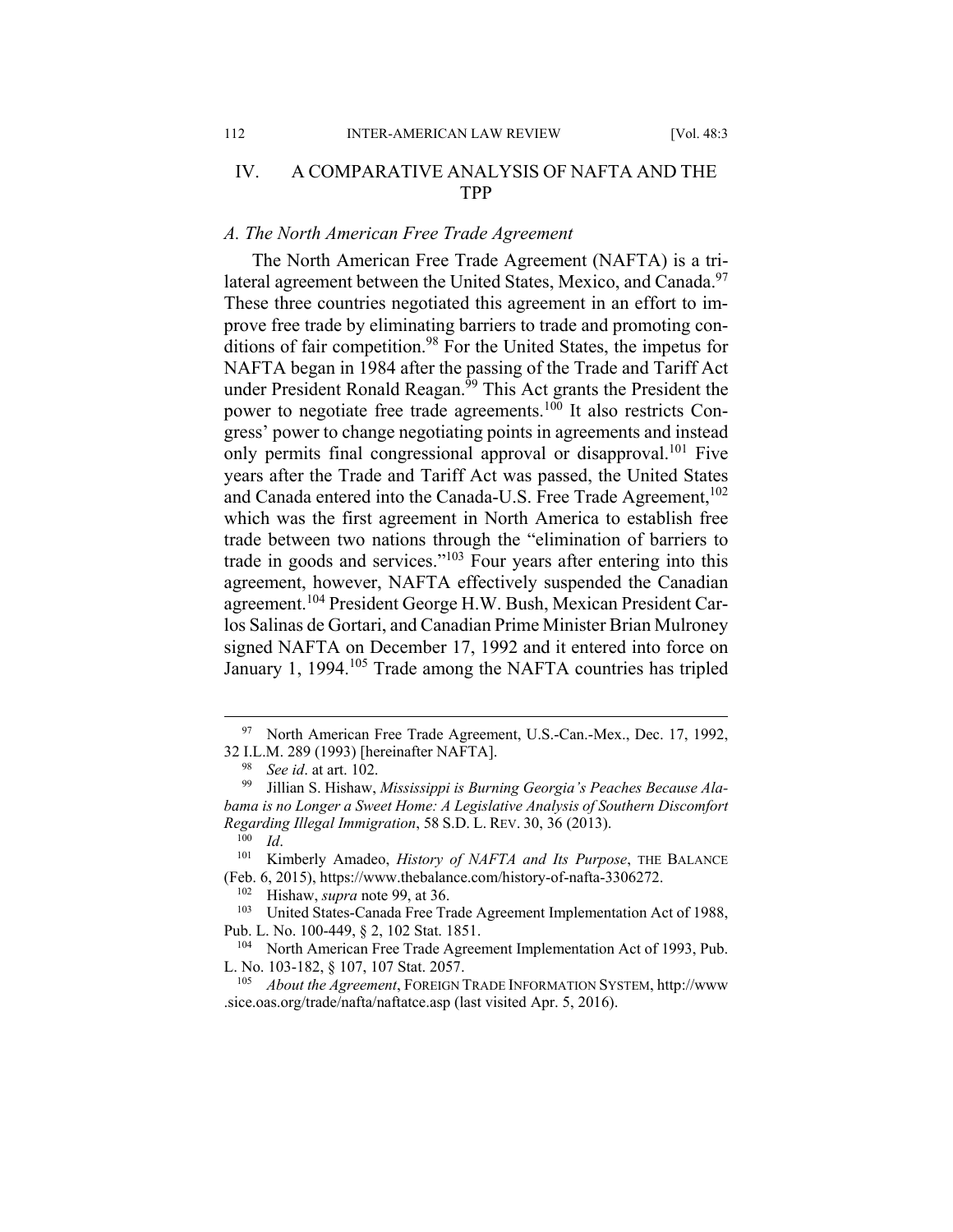## IV. A COMPARATIVE ANALYSIS OF NAFTA AND THE TPP

### *A. The North American Free Trade Agreement*

The North American Free Trade Agreement (NAFTA) is a trilateral agreement between the United States, Mexico, and Canada.[97] These three countries negotiated this agreement in an effort to improve free trade by eliminating barriers to trade and promoting conditions of fair competition.[98] For the United States, the impetus for NAFTA began in 1984 after the passing of the Trade and Tariff Act under President Ronald Reagan.[99] This Act grants the President the power to negotiate free trade agreements.[100] It also restricts Congress' power to change negotiating points in agreements and instead only permits final congressional approval or disapproval.[101] Five years after the Trade and Tariff Act was passed, the United States and Canada entered into the Canada-U.S. Free Trade Agreement,[102] which was the first agreement in North America to establish free trade between two nations through the "elimination of barriers to trade in goods and services."[103] Four years after entering into this agreement, however, NAFTA effectively suspended the Canadian agreement.[104] President George H.W. Bush, Mexican President Carlos Salinas de Gortari, and Canadian Prime Minister Brian Mulroney signed NAFTA on December 17, 1992 and it entered into force on January 1, 1994.[105] Trade among the NAFTA countries has tripled

---

[97] North American Free Trade Agreement, U.S.-Can.-Mex., Dec. 17, 1992, 32 I.L.M. 289 (1993) [hereinafter NAFTA].

[98] *See id*. at art. 102.

[99] Jillian S. Hishaw, *Mississippi is Burning Georgia's Peaches Because Alabama is no Longer a Sweet Home: A Legislative Analysis of Southern Discomfort Regarding Illegal Immigration*, 58 S.D. L. REV. 30, 36 (2013).

[100] *Id*.

[101] Kimberly Amadeo, *History of NAFTA and Its Purpose*, THE BALANCE (Feb. 6, 2015), https://www.thebalance.com/history-of-nafta-3306272.

[102] Hishaw, *supra* note 99, at 36.

[103] United States-Canada Free Trade Agreement Implementation Act of 1988, Pub. L. No. 100-449, § 2, 102 Stat. 1851.

[104] North American Free Trade Agreement Implementation Act of 1993, Pub. L. No. 103-182, § 107, 107 Stat. 2057.

[105] *About the Agreement*, FOREIGN TRADE INFORMATION SYSTEM, http://www.sice.oas.org/trade/nafta/naftatce.asp (last visited Apr. 5, 2016).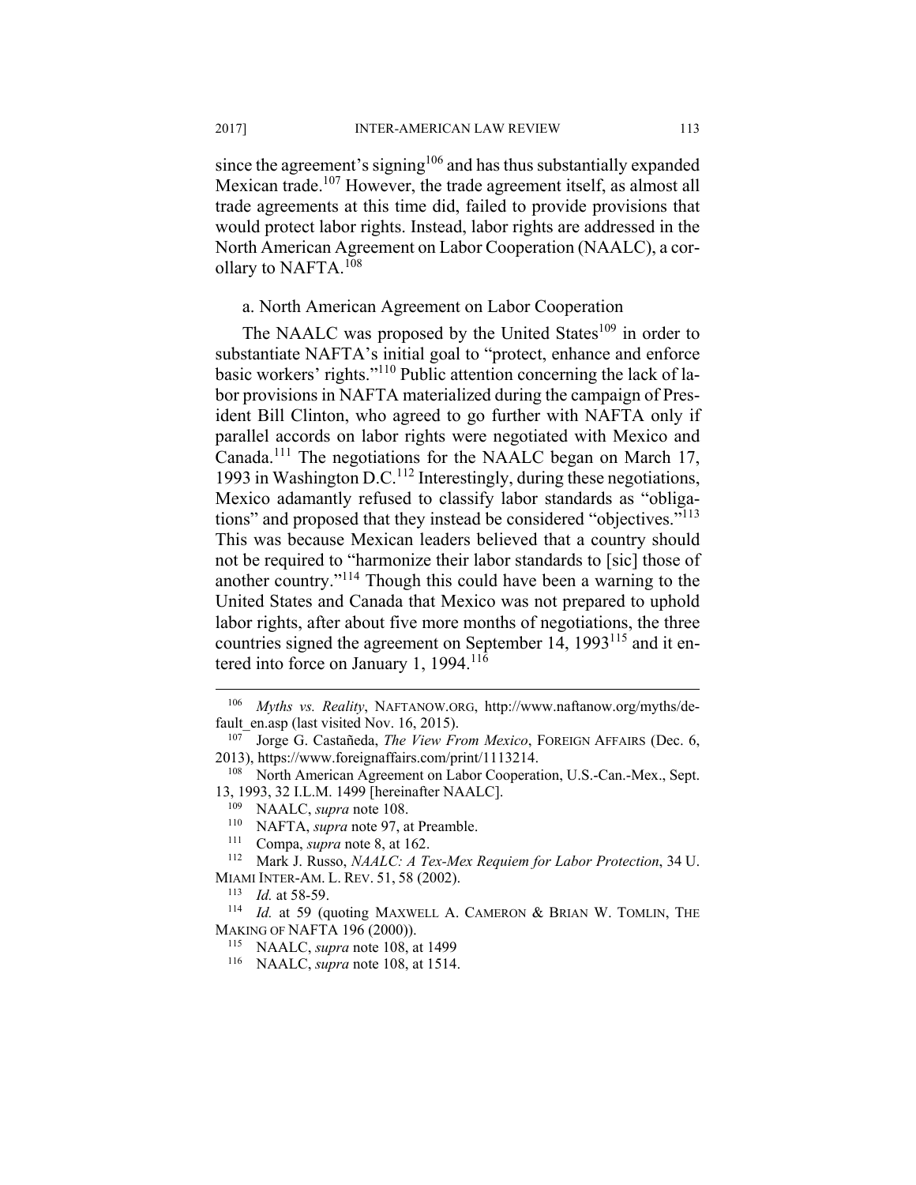since the agreement's signing[106] and has thus substantially expanded Mexican trade.[107] However, the trade agreement itself, as almost all trade agreements at this time did, failed to provide provisions that would protect labor rights. Instead, labor rights are addressed in the North American Agreement on Labor Cooperation (NAALC), a corollary to NAFTA.[108]

a. North American Agreement on Labor Cooperation

The NAALC was proposed by the United States[109] in order to substantiate NAFTA's initial goal to "protect, enhance and enforce basic workers' rights."[110] Public attention concerning the lack of labor provisions in NAFTA materialized during the campaign of President Bill Clinton, who agreed to go further with NAFTA only if parallel accords on labor rights were negotiated with Mexico and Canada.[111] The negotiations for the NAALC began on March 17, 1993 in Washington D.C.[112] Interestingly, during these negotiations, Mexico adamantly refused to classify labor standards as "obligations" and proposed that they instead be considered "objectives."[113] This was because Mexican leaders believed that a country should not be required to "harmonize their labor standards to [sic] those of another country."[114] Though this could have been a warning to the United States and Canada that Mexico was not prepared to uphold labor rights, after about five more months of negotiations, the three countries signed the agreement on September 14, 1993[115] and it entered into force on January 1, 1994.[116]

---

[106] *Myths vs. Reality*, NAFTANOW.ORG, http://www.naftanow.org/myths/default_en.asp (last visited Nov. 16, 2015).

[107] Jorge G. Castañeda, *The View From Mexico*, FOREIGN AFFAIRS (Dec. 6, 2013), https://www.foreignaffairs.com/print/1113214.

[108] North American Agreement on Labor Cooperation, U.S.-Can.-Mex., Sept. 13, 1993, 32 I.L.M. 1499 [hereinafter NAALC].

[109] NAALC, *supra* note 108.

[110] NAFTA, *supra* note 97, at Preamble.

[111] Compa, *supra* note 8, at 162.

[112] Mark J. Russo, *NAALC: A Tex-Mex Requiem for Labor Protection*, 34 U. MIAMI INTER-AM. L. REV. 51, 58 (2002).

[113] *Id.* at 58-59.

[114] *Id.* at 59 (quoting MAXWELL A. CAMERON & BRIAN W. TOMLIN, THE MAKING OF NAFTA 196 (2000)).

[115] NAALC, *supra* note 108, at 1499

[116] NAALC, *supra* note 108, at 1514.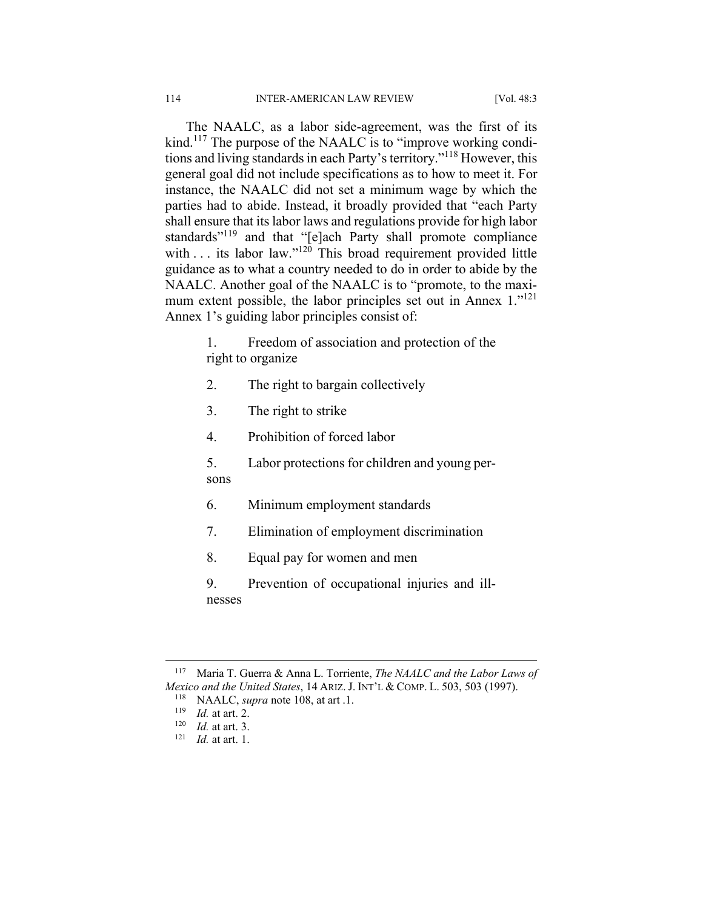The NAALC, as a labor side-agreement, was the first of its kind.[117] The purpose of the NAALC is to "improve working conditions and living standards in each Party's territory."[118] However, this general goal did not include specifications as to how to meet it. For instance, the NAALC did not set a minimum wage by which the parties had to abide. Instead, it broadly provided that "each Party shall ensure that its labor laws and regulations provide for high labor standards"[119] and that "[e]ach Party shall promote compliance with . . . its labor law."[120] This broad requirement provided little guidance as to what a country needed to do in order to abide by the NAALC. Another goal of the NAALC is to "promote, to the maximum extent possible, the labor principles set out in Annex 1."[121] Annex 1's guiding labor principles consist of:

> 1. Freedom of association and protection of the right to organize
>
> 2. The right to bargain collectively
>
> 3. The right to strike
>
> 4. Prohibition of forced labor
>
> 5. Labor protections for children and young persons
>
> 6. Minimum employment standards
>
> 7. Elimination of employment discrimination
>
> 8. Equal pay for women and men
>
> 9. Prevention of occupational injuries and illnesses

---

[117] Maria T. Guerra & Anna L. Torriente, *The NAALC and the Labor Laws of Mexico and the United States*, 14 ARIZ. J. INT'L & COMP. L. 503, 503 (1997).

[118] NAALC, *supra* note 108, at art .1.

[119] *Id.* at art. 2.

[120] *Id.* at art. 3.

[121] *Id.* at art. 1.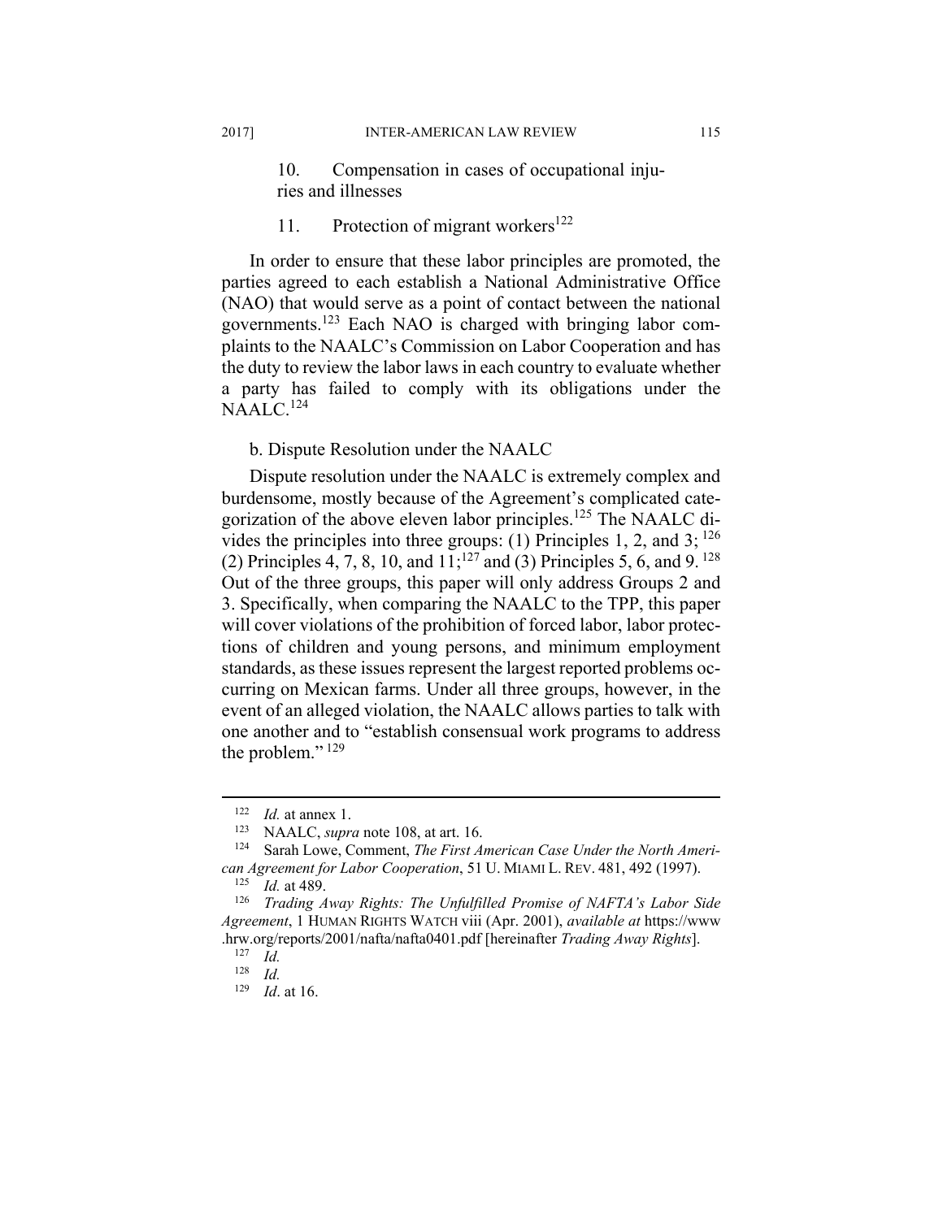10. Compensation in cases of occupational injuries and illnesses

11. Protection of migrant workers[122]

In order to ensure that these labor principles are promoted, the parties agreed to each establish a National Administrative Office (NAO) that would serve as a point of contact between the national governments.[123] Each NAO is charged with bringing labor complaints to the NAALC's Commission on Labor Cooperation and has the duty to review the labor laws in each country to evaluate whether a party has failed to comply with its obligations under the NAALC.[124]

b. Dispute Resolution under the NAALC

Dispute resolution under the NAALC is extremely complex and burdensome, mostly because of the Agreement's complicated categorization of the above eleven labor principles.[125] The NAALC divides the principles into three groups: (1) Principles 1, 2, and 3; [126] (2) Principles 4, 7, 8, 10, and 11;[127] and (3) Principles 5, 6, and 9. [128] Out of the three groups, this paper will only address Groups 2 and 3. Specifically, when comparing the NAALC to the TPP, this paper will cover violations of the prohibition of forced labor, labor protections of children and young persons, and minimum employment standards, as these issues represent the largest reported problems occurring on Mexican farms. Under all three groups, however, in the event of an alleged violation, the NAALC allows parties to talk with one another and to "establish consensual work programs to address the problem." [129]

---

[122] *Id.* at annex 1.

[123] NAALC, *supra* note 108, at art. 16.

[124] Sarah Lowe, Comment, *The First American Case Under the North American Agreement for Labor Cooperation*, 51 U. MIAMI L. REV. 481, 492 (1997).

[125] *Id.* at 489.

[126] *Trading Away Rights: The Unfulfilled Promise of NAFTA's Labor Side Agreement*, 1 HUMAN RIGHTS WATCH viii (Apr. 2001), *available at* https://www.hrw.org/reports/2001/nafta/nafta0401.pdf [hereinafter *Trading Away Rights*].

[127] *Id.*

[128] *Id.*

[129] *Id*. at 16.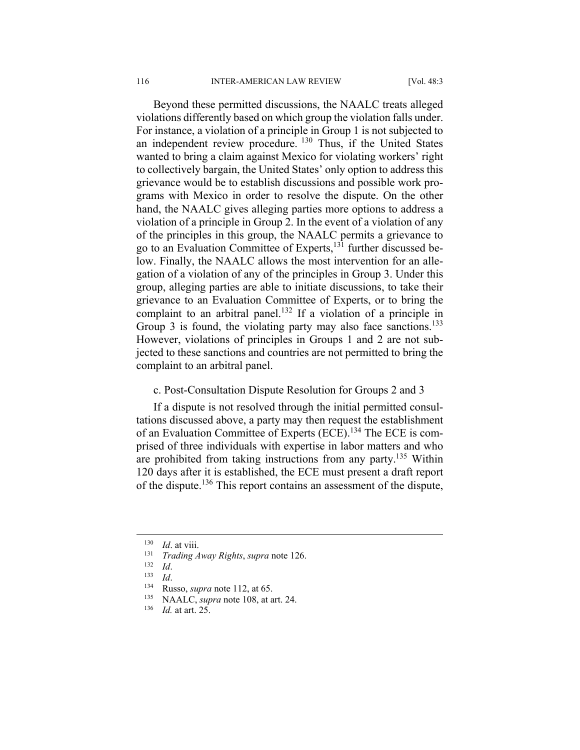Beyond these permitted discussions, the NAALC treats alleged violations differently based on which group the violation falls under. For instance, a violation of a principle in Group 1 is not subjected to an independent review procedure. [130] Thus, if the United States wanted to bring a claim against Mexico for violating workers' right to collectively bargain, the United States' only option to address this grievance would be to establish discussions and possible work programs with Mexico in order to resolve the dispute. On the other hand, the NAALC gives alleging parties more options to address a violation of a principle in Group 2. In the event of a violation of any of the principles in this group, the NAALC permits a grievance to go to an Evaluation Committee of Experts,[131] further discussed below. Finally, the NAALC allows the most intervention for an allegation of a violation of any of the principles in Group 3. Under this group, alleging parties are able to initiate discussions, to take their grievance to an Evaluation Committee of Experts, or to bring the complaint to an arbitral panel.[132] If a violation of a principle in Group 3 is found, the violating party may also face sanctions.[133] However, violations of principles in Groups 1 and 2 are not subjected to these sanctions and countries are not permitted to bring the complaint to an arbitral panel.

c. Post-Consultation Dispute Resolution for Groups 2 and 3

If a dispute is not resolved through the initial permitted consultations discussed above, a party may then request the establishment of an Evaluation Committee of Experts (ECE).[134] The ECE is comprised of three individuals with expertise in labor matters and who are prohibited from taking instructions from any party.[135] Within 120 days after it is established, the ECE must present a draft report of the dispute.[136] This report contains an assessment of the dispute,

---

[130] *Id*. at viii.
[131] *Trading Away Rights*, *supra* note 126.
[132] *Id*.
[133] *Id*.
[134] Russo, *supra* note 112, at 65.
[135] NAALC, *supra* note 108, at art. 24.
[136] *Id.* at art. 25.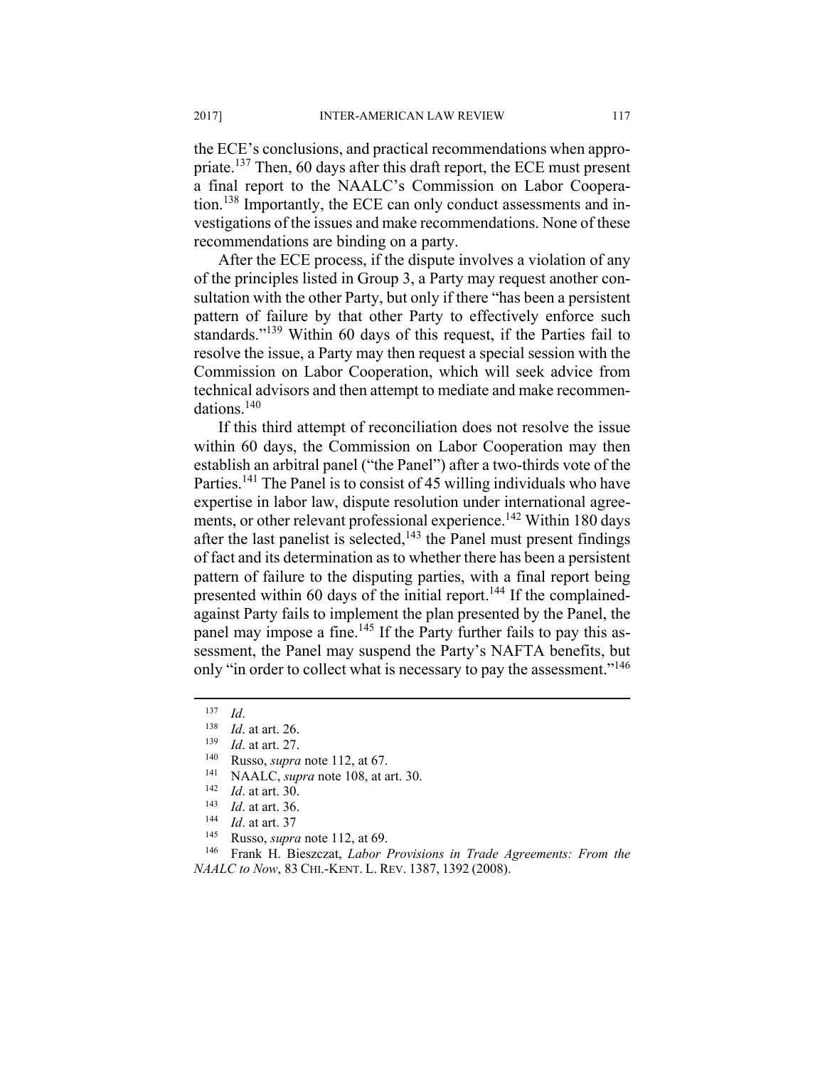the ECE's conclusions, and practical recommendations when appropriate.[137] Then, 60 days after this draft report, the ECE must present a final report to the NAALC's Commission on Labor Cooperation.[138] Importantly, the ECE can only conduct assessments and investigations of the issues and make recommendations. None of these recommendations are binding on a party.

After the ECE process, if the dispute involves a violation of any of the principles listed in Group 3, a Party may request another consultation with the other Party, but only if there "has been a persistent pattern of failure by that other Party to effectively enforce such standards."[139] Within 60 days of this request, if the Parties fail to resolve the issue, a Party may then request a special session with the Commission on Labor Cooperation, which will seek advice from technical advisors and then attempt to mediate and make recommendations.[140]

If this third attempt of reconciliation does not resolve the issue within 60 days, the Commission on Labor Cooperation may then establish an arbitral panel ("the Panel") after a two-thirds vote of the Parties.[141] The Panel is to consist of 45 willing individuals who have expertise in labor law, dispute resolution under international agreements, or other relevant professional experience.[142] Within 180 days after the last panelist is selected,[143] the Panel must present findings of fact and its determination as to whether there has been a persistent pattern of failure to the disputing parties, with a final report being presented within 60 days of the initial report.[144] If the complained-against Party fails to implement the plan presented by the Panel, the panel may impose a fine.[145] If the Party further fails to pay this assessment, the Panel may suspend the Party's NAFTA benefits, but only "in order to collect what is necessary to pay the assessment."[146]

---

[137] *Id*.

[138] *Id*. at art. 26.

[139] *Id*. at art. 27.

[140] Russo, *supra* note 112, at 67.

[141] NAALC, *supra* note 108, at art. 30.

[142] *Id*. at art. 30.

[143] *Id*. at art. 36.

[144] *Id*. at art. 37

[145] Russo, *supra* note 112, at 69.

[146] Frank H. Bieszczat, *Labor Provisions in Trade Agreements: From the NAALC to Now*, 83 CHI.-KENT. L. REV. 1387, 1392 (2008).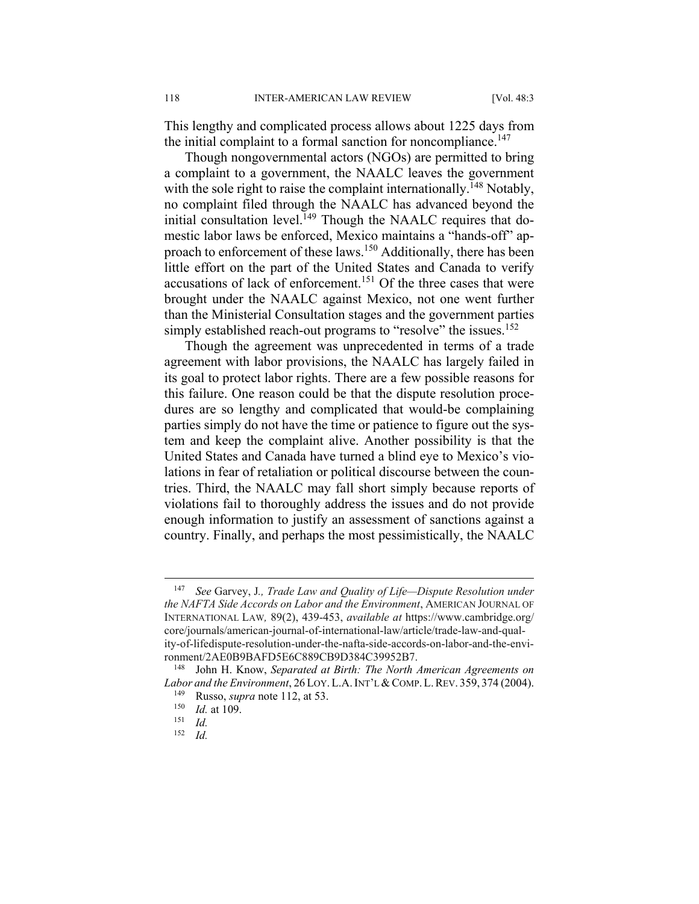This lengthy and complicated process allows about 1225 days from the initial complaint to a formal sanction for noncompliance.[147]

Though nongovernmental actors (NGOs) are permitted to bring a complaint to a government, the NAALC leaves the government with the sole right to raise the complaint internationally.[148] Notably, no complaint filed through the NAALC has advanced beyond the initial consultation level.[149] Though the NAALC requires that domestic labor laws be enforced, Mexico maintains a "hands-off" approach to enforcement of these laws.[150] Additionally, there has been little effort on the part of the United States and Canada to verify accusations of lack of enforcement.[151] Of the three cases that were brought under the NAALC against Mexico, not one went further than the Ministerial Consultation stages and the government parties simply established reach-out programs to "resolve" the issues.[152]

Though the agreement was unprecedented in terms of a trade agreement with labor provisions, the NAALC has largely failed in its goal to protect labor rights. There are a few possible reasons for this failure. One reason could be that the dispute resolution procedures are so lengthy and complicated that would-be complaining parties simply do not have the time or patience to figure out the system and keep the complaint alive. Another possibility is that the United States and Canada have turned a blind eye to Mexico's violations in fear of retaliation or political discourse between the countries. Third, the NAALC may fall short simply because reports of violations fail to thoroughly address the issues and do not provide enough information to justify an assessment of sanctions against a country. Finally, and perhaps the most pessimistically, the NAALC

---

[147] *See* Garvey, J*., Trade Law and Quality of Life—Dispute Resolution under the NAFTA Side Accords on Labor and the Environment*, AMERICAN JOURNAL OF INTERNATIONAL LAW*,* 89(2), 439-453, *available at* https://www.cambridge.org/core/journals/american-journal-of-international-law/article/trade-law-and-quality-of-lifedispute-resolution-under-the-nafta-side-accords-on-labor-and-the-environment/2AE0B9BAFD5E6C889CB9D384C39952B7.

[148] John H. Know, *Separated at Birth: The North American Agreements on Labor and the Environment*, 26 LOY. L.A. INT'L & COMP. L. REV. 359, 374 (2004).

[149] Russo, *supra* note 112, at 53.

[150] *Id.* at 109.

[151] *Id.*

[152] *Id.*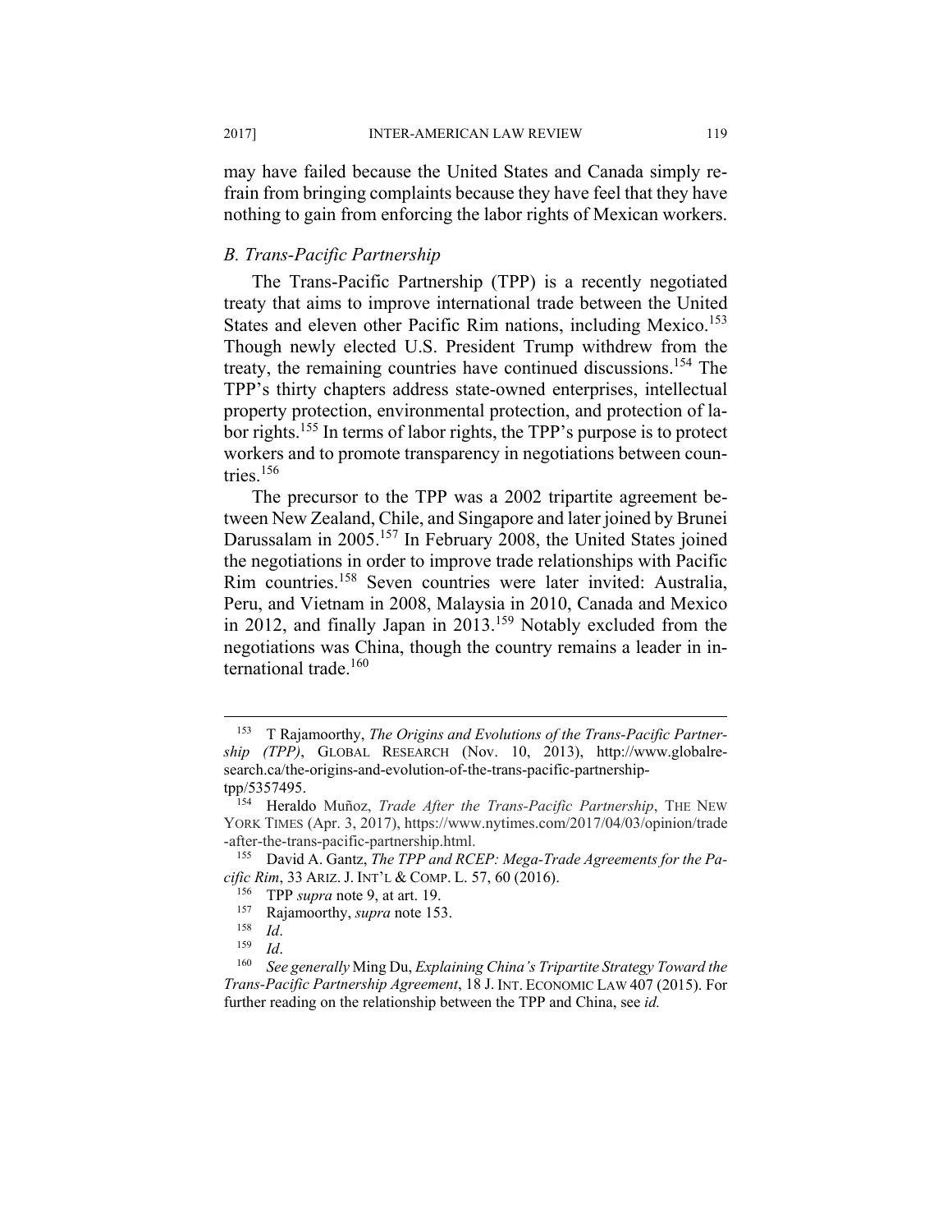may have failed because the United States and Canada simply refrain from bringing complaints because they have feel that they have nothing to gain from enforcing the labor rights of Mexican workers.

### *B. Trans-Pacific Partnership*

The Trans-Pacific Partnership (TPP) is a recently negotiated treaty that aims to improve international trade between the United States and eleven other Pacific Rim nations, including Mexico.[153] Though newly elected U.S. President Trump withdrew from the treaty, the remaining countries have continued discussions.[154] The TPP's thirty chapters address state-owned enterprises, intellectual property protection, environmental protection, and protection of labor rights.[155] In terms of labor rights, the TPP's purpose is to protect workers and to promote transparency in negotiations between countries.[156]

The precursor to the TPP was a 2002 tripartite agreement between New Zealand, Chile, and Singapore and later joined by Brunei Darussalam in 2005.[157] In February 2008, the United States joined the negotiations in order to improve trade relationships with Pacific Rim countries.[158] Seven countries were later invited: Australia, Peru, and Vietnam in 2008, Malaysia in 2010, Canada and Mexico in 2012, and finally Japan in 2013.[159] Notably excluded from the negotiations was China, though the country remains a leader in international trade.[160]

---

[153] T Rajamoorthy, *The Origins and Evolutions of the Trans-Pacific Partnership (TPP)*, GLOBAL RESEARCH (Nov. 10, 2013), http://www.globalresearch.ca/the-origins-and-evolution-of-the-trans-pacific-partnership-tpp/5357495.

[154] Heraldo Muñoz, *Trade After the Trans-Pacific Partnership*, THE NEW YORK TIMES (Apr. 3, 2017), https://www.nytimes.com/2017/04/03/opinion/trade-after-the-trans-pacific-partnership.html.

[155] David A. Gantz, *The TPP and RCEP: Mega-Trade Agreements for the Pacific Rim*, 33 ARIZ. J. INT'L & COMP. L. 57, 60 (2016).

[156] TPP *supra* note 9, at art. 19.

[157] Rajamoorthy, *supra* note 153.

[158] *Id*.

[159] *Id*.

[160] *See generally* Ming Du, *Explaining China's Tripartite Strategy Toward the Trans-Pacific Partnership Agreement*, 18 J. INT. ECONOMIC LAW 407 (2015). For further reading on the relationship between the TPP and China, see *id.*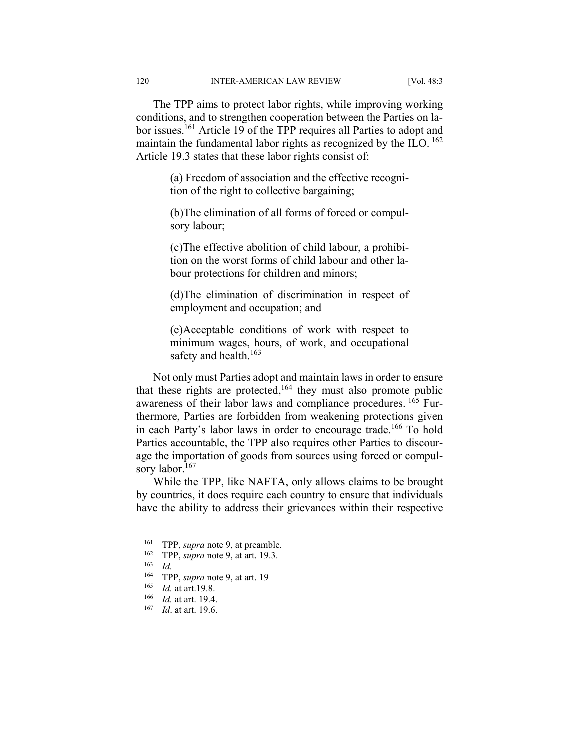The TPP aims to protect labor rights, while improving working conditions, and to strengthen cooperation between the Parties on labor issues.[161] Article 19 of the TPP requires all Parties to adopt and maintain the fundamental labor rights as recognized by the ILO. [162] Article 19.3 states that these labor rights consist of:

> (a) Freedom of association and the effective recognition of the right to collective bargaining;
>
> (b)The elimination of all forms of forced or compulsory labour;
>
> (c)The effective abolition of child labour, a prohibition on the worst forms of child labour and other labour protections for children and minors;
>
> (d)The elimination of discrimination in respect of employment and occupation; and
>
> (e)Acceptable conditions of work with respect to minimum wages, hours, of work, and occupational safety and health.[163]

Not only must Parties adopt and maintain laws in order to ensure that these rights are protected,[164] they must also promote public awareness of their labor laws and compliance procedures. [165] Furthermore, Parties are forbidden from weakening protections given in each Party's labor laws in order to encourage trade.[166] To hold Parties accountable, the TPP also requires other Parties to discourage the importation of goods from sources using forced or compulsory labor.[167]

While the TPP, like NAFTA, only allows claims to be brought by countries, it does require each country to ensure that individuals have the ability to address their grievances within their respective

---

[161] TPP, *supra* note 9, at preamble.

[162] TPP, *supra* note 9, at art. 19.3.

[163] *Id.*

[164] TPP, *supra* note 9, at art. 19

[165] *Id.* at art.19.8.

[166] *Id.* at art. 19.4.

[167] *Id*. at art. 19.6.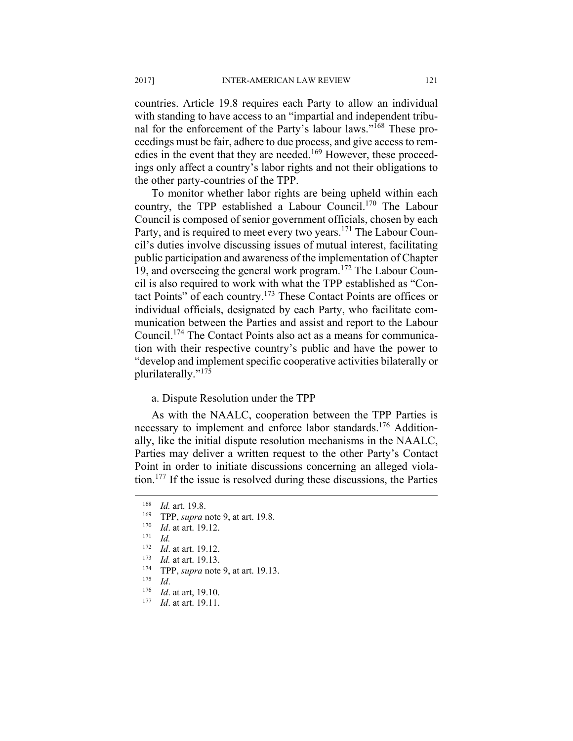countries. Article 19.8 requires each Party to allow an individual with standing to have access to an "impartial and independent tribunal for the enforcement of the Party's labour laws."[168] These proceedings must be fair, adhere to due process, and give access to remedies in the event that they are needed.[169] However, these proceedings only affect a country's labor rights and not their obligations to the other party-countries of the TPP.

To monitor whether labor rights are being upheld within each country, the TPP established a Labour Council.[170] The Labour Council is composed of senior government officials, chosen by each Party, and is required to meet every two years.[171] The Labour Council's duties involve discussing issues of mutual interest, facilitating public participation and awareness of the implementation of Chapter 19, and overseeing the general work program.[172] The Labour Council is also required to work with what the TPP established as "Contact Points" of each country.[173] These Contact Points are offices or individual officials, designated by each Party, who facilitate communication between the Parties and assist and report to the Labour Council.[174] The Contact Points also act as a means for communication with their respective country's public and have the power to "develop and implement specific cooperative activities bilaterally or plurilaterally."[175]

a. Dispute Resolution under the TPP

As with the NAALC, cooperation between the TPP Parties is necessary to implement and enforce labor standards.[176] Additionally, like the initial dispute resolution mechanisms in the NAALC, Parties may deliver a written request to the other Party's Contact Point in order to initiate discussions concerning an alleged violation.[177] If the issue is resolved during these discussions, the Parties

---

[168] *Id.* art. 19.8.

[169] TPP, *supra* note 9, at art. 19.8.

[170] *Id*. at art. 19.12.

[171] *Id.*

[172] *Id*. at art. 19.12.

[173] *Id.* at art. 19.13.

[174] TPP, *supra* note 9, at art. 19.13.

[175] *Id*.

[176] *Id*. at art, 19.10.

[177] *Id*. at art. 19.11.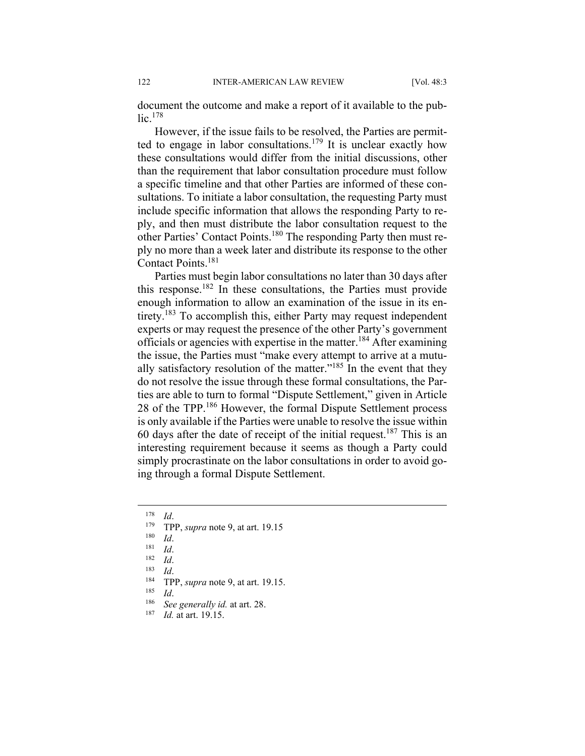document the outcome and make a report of it available to the public.[178]

However, if the issue fails to be resolved, the Parties are permitted to engage in labor consultations.[179] It is unclear exactly how these consultations would differ from the initial discussions, other than the requirement that labor consultation procedure must follow a specific timeline and that other Parties are informed of these consultations. To initiate a labor consultation, the requesting Party must include specific information that allows the responding Party to reply, and then must distribute the labor consultation request to the other Parties' Contact Points.[180] The responding Party then must reply no more than a week later and distribute its response to the other Contact Points.[181]

Parties must begin labor consultations no later than 30 days after this response.[182] In these consultations, the Parties must provide enough information to allow an examination of the issue in its entirety.[183] To accomplish this, either Party may request independent experts or may request the presence of the other Party's government officials or agencies with expertise in the matter.[184] After examining the issue, the Parties must "make every attempt to arrive at a mutually satisfactory resolution of the matter."[185] In the event that they do not resolve the issue through these formal consultations, the Parties are able to turn to formal "Dispute Settlement," given in Article 28 of the TPP.[186] However, the formal Dispute Settlement process is only available if the Parties were unable to resolve the issue within 60 days after the date of receipt of the initial request.[187] This is an interesting requirement because it seems as though a Party could simply procrastinate on the labor consultations in order to avoid going through a formal Dispute Settlement.

---

[178] *Id*.

[179] TPP, *supra* note 9, at art. 19.15

[180] *Id*.

[181] *Id*.

[182] *Id*.

[183] *Id*.

[184] TPP, *supra* note 9, at art. 19.15.

[185] *Id*.

[186] *See generally id.* at art. 28.

[187] *Id.* at art. 19.15.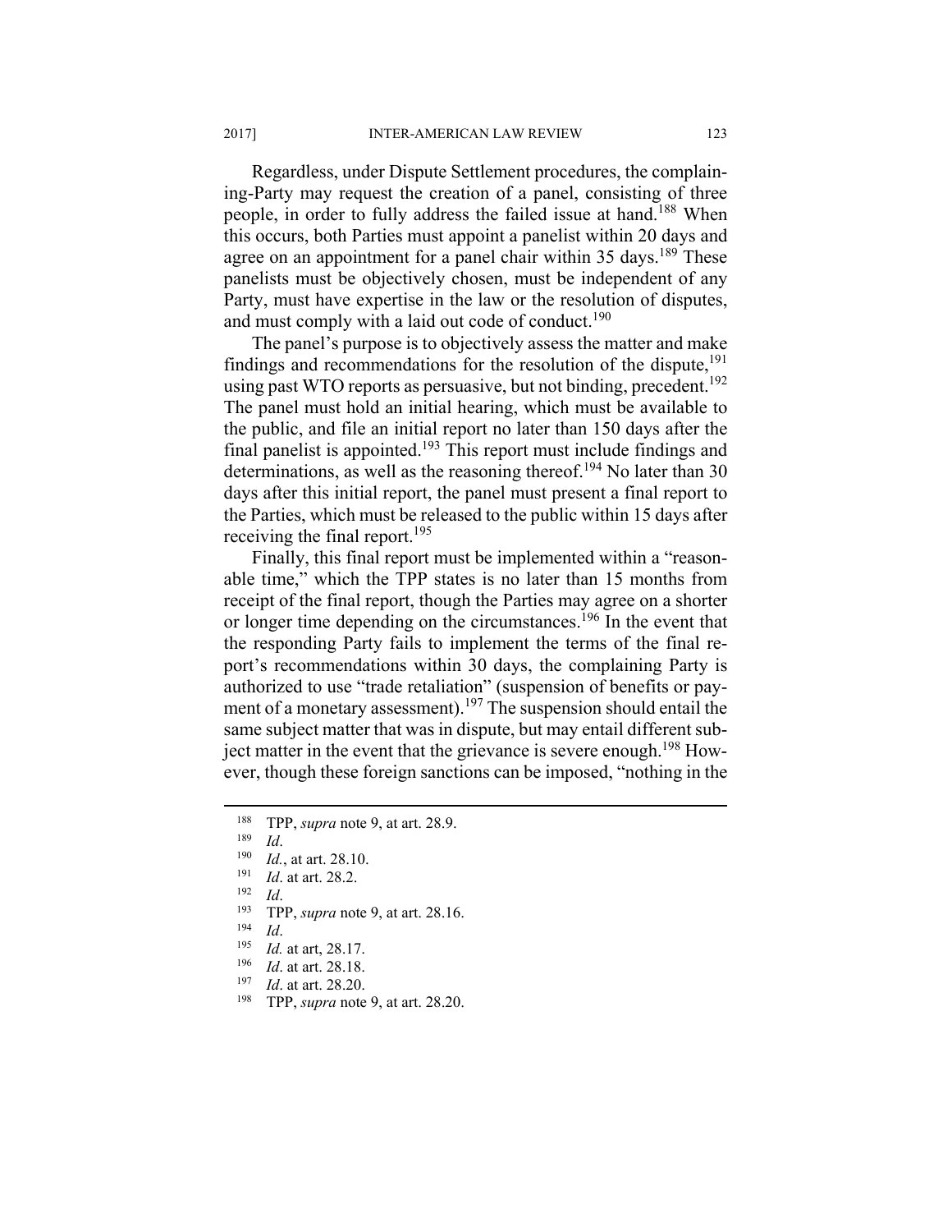Regardless, under Dispute Settlement procedures, the complaining-Party may request the creation of a panel, consisting of three people, in order to fully address the failed issue at hand.[188] When this occurs, both Parties must appoint a panelist within 20 days and agree on an appointment for a panel chair within 35 days.[189] These panelists must be objectively chosen, must be independent of any Party, must have expertise in the law or the resolution of disputes, and must comply with a laid out code of conduct.[190]

The panel's purpose is to objectively assess the matter and make findings and recommendations for the resolution of the dispute,[191] using past WTO reports as persuasive, but not binding, precedent.[192] The panel must hold an initial hearing, which must be available to the public, and file an initial report no later than 150 days after the final panelist is appointed.[193] This report must include findings and determinations, as well as the reasoning thereof.[194] No later than 30 days after this initial report, the panel must present a final report to the Parties, which must be released to the public within 15 days after receiving the final report.[195]

Finally, this final report must be implemented within a "reasonable time," which the TPP states is no later than 15 months from receipt of the final report, though the Parties may agree on a shorter or longer time depending on the circumstances.[196] In the event that the responding Party fails to implement the terms of the final report's recommendations within 30 days, the complaining Party is authorized to use "trade retaliation" (suspension of benefits or payment of a monetary assessment).[197] The suspension should entail the same subject matter that was in dispute, but may entail different subject matter in the event that the grievance is severe enough.[198] However, though these foreign sanctions can be imposed, "nothing in the

---

[188] TPP, *supra* note 9, at art. 28.9.

[189] *Id*.

[190] *Id.*, at art. 28.10.

[191] *Id*. at art. 28.2.

[192] *Id*.

[193] TPP, *supra* note 9, at art. 28.16.

[194] *Id*.

[195] *Id.* at art, 28.17.

[196] *Id*. at art. 28.18.

[197] *Id*. at art. 28.20.

[198] TPP, *supra* note 9, at art. 28.20.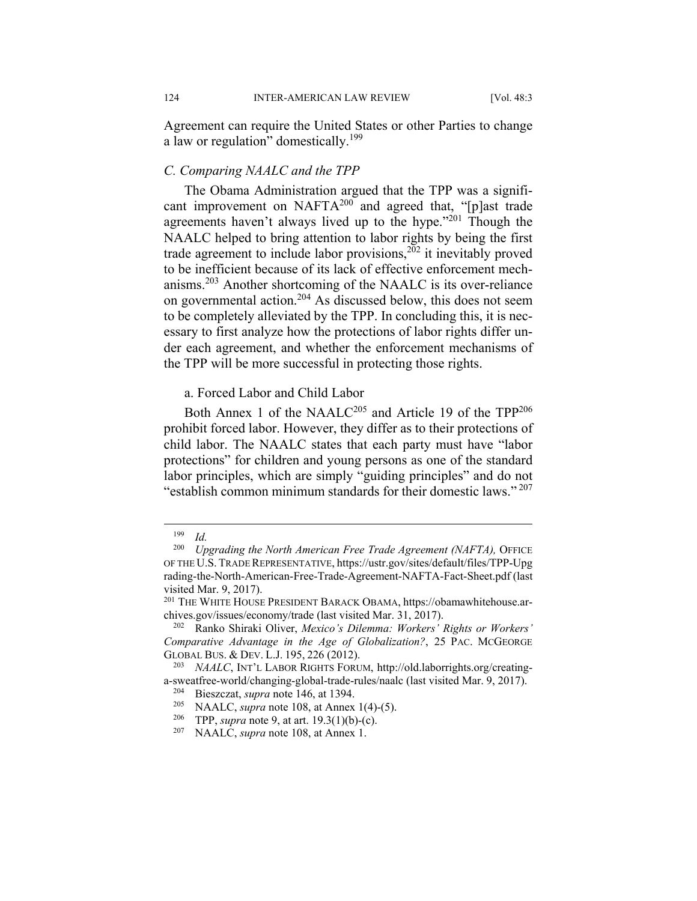Agreement can require the United States or other Parties to change a law or regulation" domestically.[199]

### C. Comparing NAALC and the TPP

The Obama Administration argued that the TPP was a significant improvement on NAFTA[200] and agreed that, "[p]ast trade agreements haven't always lived up to the hype."[201] Though the NAALC helped to bring attention to labor rights by being the first trade agreement to include labor provisions,[202] it inevitably proved to be inefficient because of its lack of effective enforcement mechanisms.[203] Another shortcoming of the NAALC is its over-reliance on governmental action.[204] As discussed below, this does not seem to be completely alleviated by the TPP. In concluding this, it is necessary to first analyze how the protections of labor rights differ under each agreement, and whether the enforcement mechanisms of the TPP will be more successful in protecting those rights.

a. Forced Labor and Child Labor

Both Annex 1 of the NAALC[205] and Article 19 of the TPP[206] prohibit forced labor. However, they differ as to their protections of child labor. The NAALC states that each party must have "labor protections" for children and young persons as one of the standard labor principles, which are simply "guiding principles" and do not "establish common minimum standards for their domestic laws."[207]

---

[199] *Id.*

[200] *Upgrading the North American Free Trade Agreement (NAFTA),* OFFICE OF THE U.S. TRADE REPRESENTATIVE, https://ustr.gov/sites/default/files/TPP-Upgrading-the-North-American-Free-Trade-Agreement-NAFTA-Fact-Sheet.pdf (last visited Mar. 9, 2017).

[201] THE WHITE HOUSE PRESIDENT BARACK OBAMA, https://obamawhitehouse.archives.gov/issues/economy/trade (last visited Mar. 31, 2017).

[202] Ranko Shiraki Oliver, *Mexico's Dilemma: Workers' Rights or Workers' Comparative Advantage in the Age of Globalization?*, 25 PAC. MCGEORGE GLOBAL BUS. & DEV. L.J. 195, 226 (2012).

[203] *NAALC*, INT'L LABOR RIGHTS FORUM, http://old.laborrights.org/creating-a-sweatfree-world/changing-global-trade-rules/naalc (last visited Mar. 9, 2017).

[204] Bieszczat, *supra* note 146, at 1394.

[205] NAALC, *supra* note 108, at Annex 1(4)-(5).

[206] TPP, *supra* note 9, at art. 19.3(1)(b)-(c).

[207] NAALC, *supra* note 108, at Annex 1.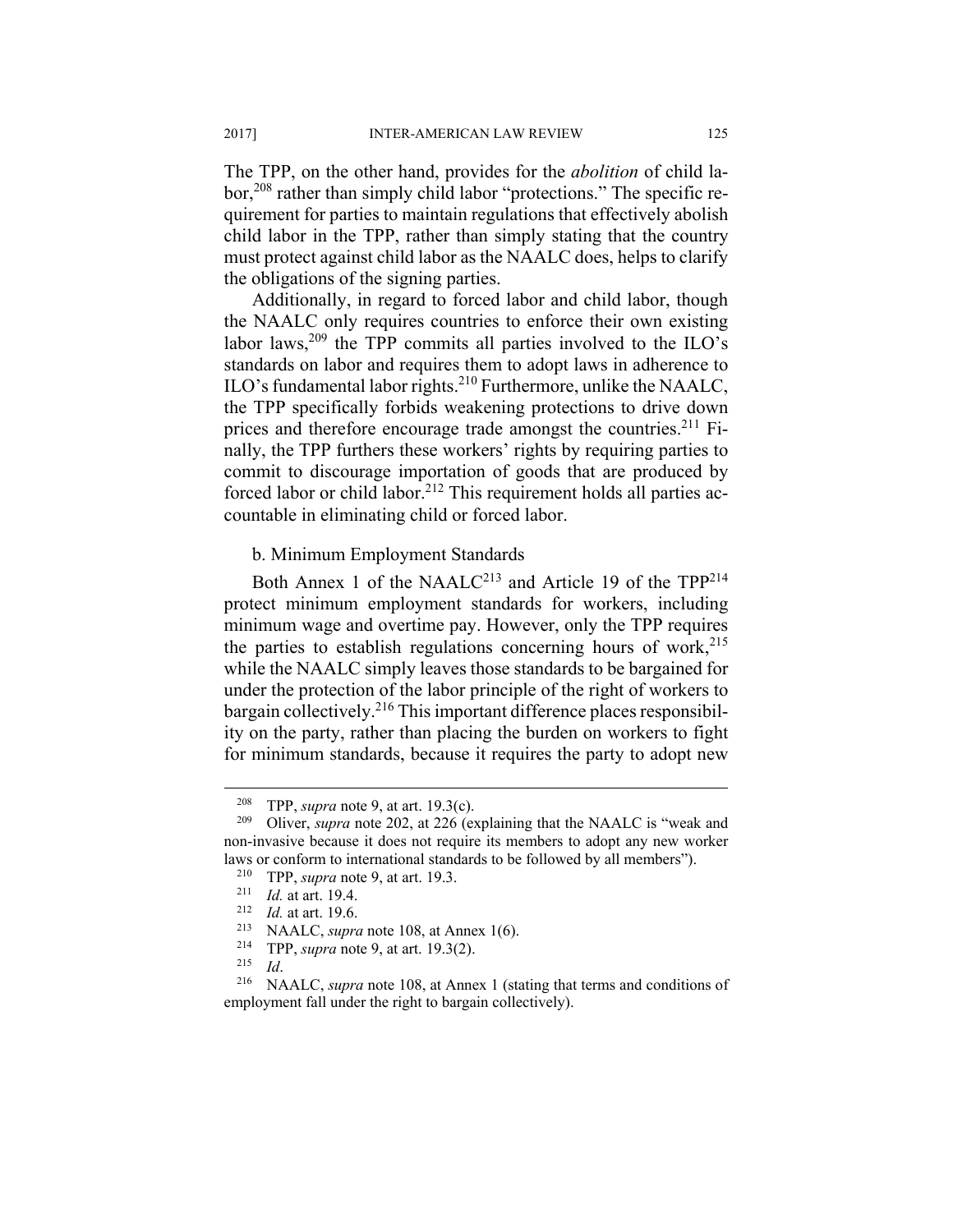The TPP, on the other hand, provides for the *abolition* of child labor,[208] rather than simply child labor "protections." The specific requirement for parties to maintain regulations that effectively abolish child labor in the TPP, rather than simply stating that the country must protect against child labor as the NAALC does, helps to clarify the obligations of the signing parties.

Additionally, in regard to forced labor and child labor, though the NAALC only requires countries to enforce their own existing labor laws,[209] the TPP commits all parties involved to the ILO's standards on labor and requires them to adopt laws in adherence to ILO's fundamental labor rights.[210] Furthermore, unlike the NAALC, the TPP specifically forbids weakening protections to drive down prices and therefore encourage trade amongst the countries.[211] Finally, the TPP furthers these workers' rights by requiring parties to commit to discourage importation of goods that are produced by forced labor or child labor.[212] This requirement holds all parties accountable in eliminating child or forced labor.

b. Minimum Employment Standards

Both Annex 1 of the NAALC[213] and Article 19 of the TPP[214] protect minimum employment standards for workers, including minimum wage and overtime pay. However, only the TPP requires the parties to establish regulations concerning hours of work,[215] while the NAALC simply leaves those standards to be bargained for under the protection of the labor principle of the right of workers to bargain collectively.[216] This important difference places responsibility on the party, rather than placing the burden on workers to fight for minimum standards, because it requires the party to adopt new

---

[208] TPP, *supra* note 9, at art. 19.3(c).

[209] Oliver, *supra* note 202, at 226 (explaining that the NAALC is "weak and non-invasive because it does not require its members to adopt any new worker laws or conform to international standards to be followed by all members").

[210] TPP, *supra* note 9, at art. 19.3.

[211] *Id.* at art. 19.4.

[212] *Id.* at art. 19.6.

[213] NAALC, *supra* note 108, at Annex 1(6).

[214] TPP, *supra* note 9, at art. 19.3(2).

[215] *Id*.

[216] NAALC, *supra* note 108, at Annex 1 (stating that terms and conditions of employment fall under the right to bargain collectively).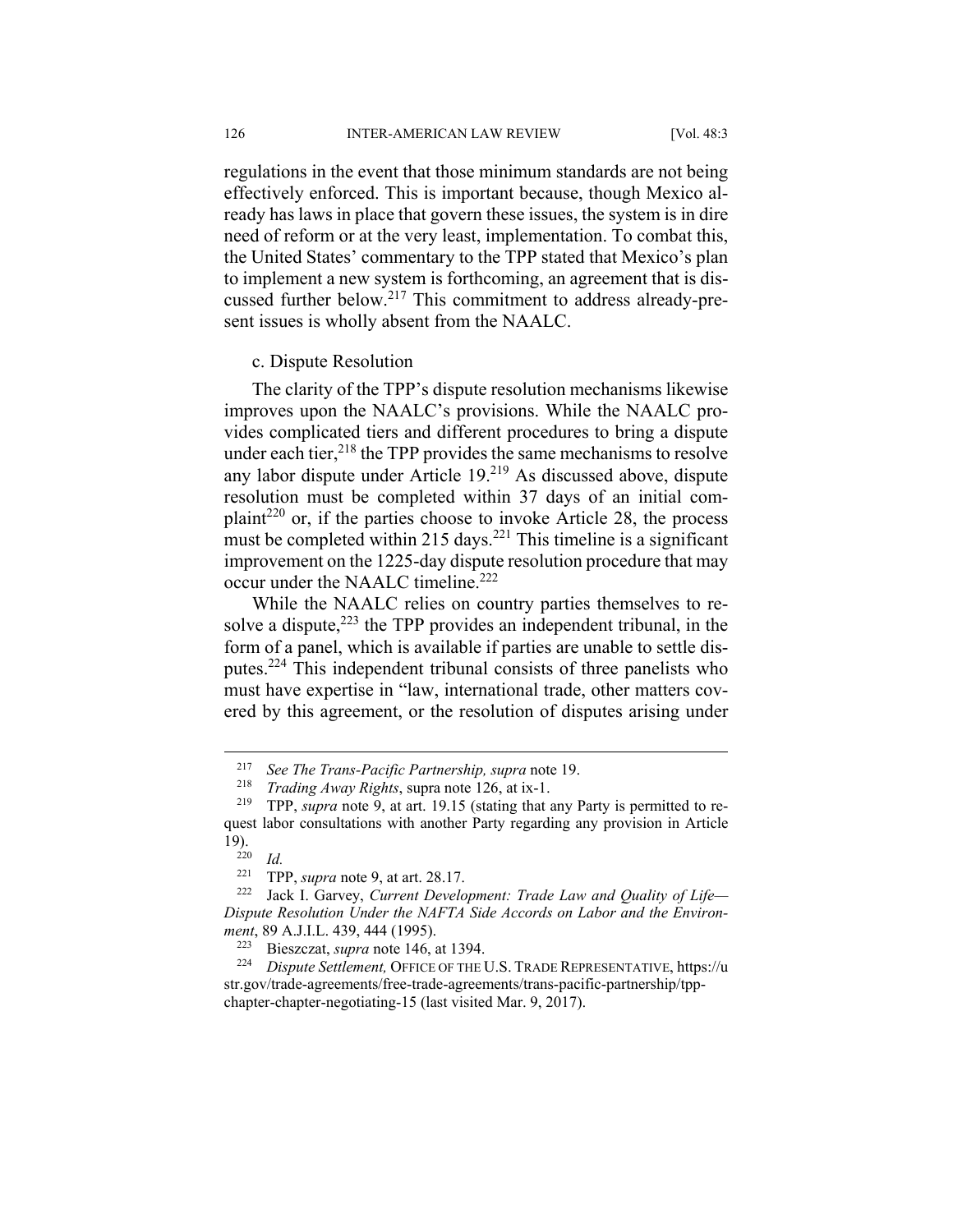regulations in the event that those minimum standards are not being effectively enforced. This is important because, though Mexico already has laws in place that govern these issues, the system is in dire need of reform or at the very least, implementation. To combat this, the United States' commentary to the TPP stated that Mexico's plan to implement a new system is forthcoming, an agreement that is discussed further below.[217] This commitment to address already-present issues is wholly absent from the NAALC.

c. Dispute Resolution

The clarity of the TPP's dispute resolution mechanisms likewise improves upon the NAALC's provisions. While the NAALC provides complicated tiers and different procedures to bring a dispute under each tier,[218] the TPP provides the same mechanisms to resolve any labor dispute under Article 19.[219] As discussed above, dispute resolution must be completed within 37 days of an initial complaint[220] or, if the parties choose to invoke Article 28, the process must be completed within 215 days.[221] This timeline is a significant improvement on the 1225-day dispute resolution procedure that may occur under the NAALC timeline.[222]

While the NAALC relies on country parties themselves to resolve a dispute,[223] the TPP provides an independent tribunal, in the form of a panel, which is available if parties are unable to settle disputes.[224] This independent tribunal consists of three panelists who must have expertise in "law, international trade, other matters covered by this agreement, or the resolution of disputes arising under

---

[217] *See The Trans-Pacific Partnership, supra* note 19.

[218] *Trading Away Rights*, supra note 126, at ix-1.

[219] TPP, *supra* note 9, at art. 19.15 (stating that any Party is permitted to request labor consultations with another Party regarding any provision in Article 19).

[220] *Id.*

[221] TPP, *supra* note 9, at art. 28.17.

[222] Jack I. Garvey, *Current Development: Trade Law and Quality of Life—Dispute Resolution Under the NAFTA Side Accords on Labor and the Environment*, 89 A.J.I.L. 439, 444 (1995).

[223] Bieszczat, *supra* note 146, at 1394.

[224] *Dispute Settlement,* OFFICE OF THE U.S. TRADE REPRESENTATIVE, https://ustr.gov/trade-agreements/free-trade-agreements/trans-pacific-partnership/tpp-chapter-chapter-negotiating-15 (last visited Mar. 9, 2017).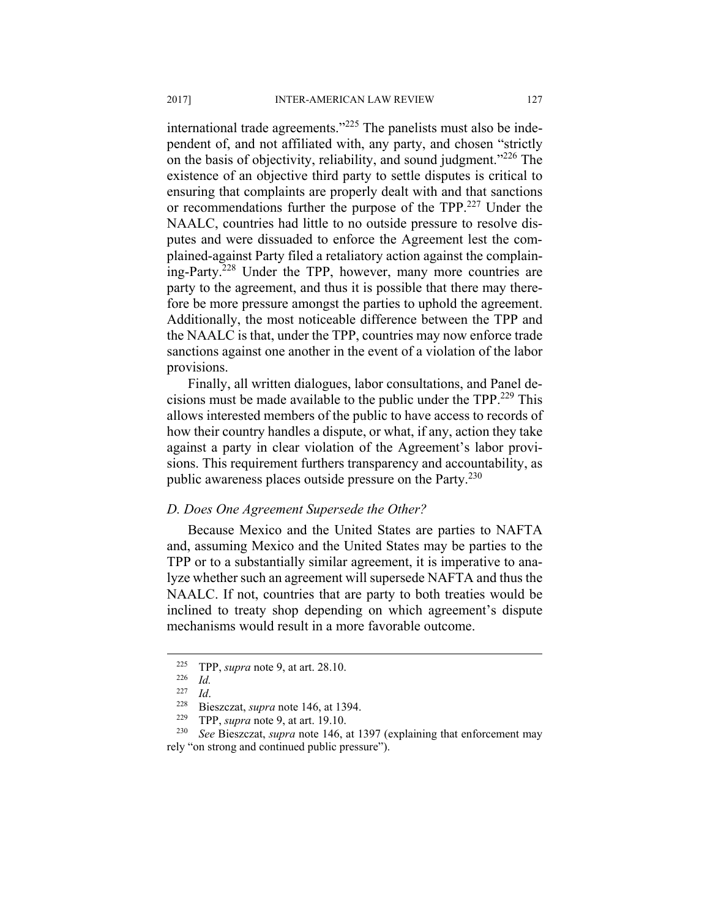international trade agreements."[225] The panelists must also be independent of, and not affiliated with, any party, and chosen "strictly on the basis of objectivity, reliability, and sound judgment."[226] The existence of an objective third party to settle disputes is critical to ensuring that complaints are properly dealt with and that sanctions or recommendations further the purpose of the TPP.[227] Under the NAALC, countries had little to no outside pressure to resolve disputes and were dissuaded to enforce the Agreement lest the complained-against Party filed a retaliatory action against the complaining-Party.[228] Under the TPP, however, many more countries are party to the agreement, and thus it is possible that there may therefore be more pressure amongst the parties to uphold the agreement. Additionally, the most noticeable difference between the TPP and the NAALC is that, under the TPP, countries may now enforce trade sanctions against one another in the event of a violation of the labor provisions.

Finally, all written dialogues, labor consultations, and Panel decisions must be made available to the public under the TPP.[229] This allows interested members of the public to have access to records of how their country handles a dispute, or what, if any, action they take against a party in clear violation of the Agreement's labor provisions. This requirement furthers transparency and accountability, as public awareness places outside pressure on the Party.[230]

### *D. Does One Agreement Supersede the Other?*

Because Mexico and the United States are parties to NAFTA and, assuming Mexico and the United States may be parties to the TPP or to a substantially similar agreement, it is imperative to analyze whether such an agreement will supersede NAFTA and thus the NAALC. If not, countries that are party to both treaties would be inclined to treaty shop depending on which agreement's dispute mechanisms would result in a more favorable outcome.

---

[225] TPP, *supra* note 9, at art. 28.10.

[226] *Id.*

[227] *Id*.

[228] Bieszczat, *supra* note 146, at 1394.

[229] TPP, *supra* note 9, at art. 19.10.

[230] *See* Bieszczat, *supra* note 146, at 1397 (explaining that enforcement may rely "on strong and continued public pressure").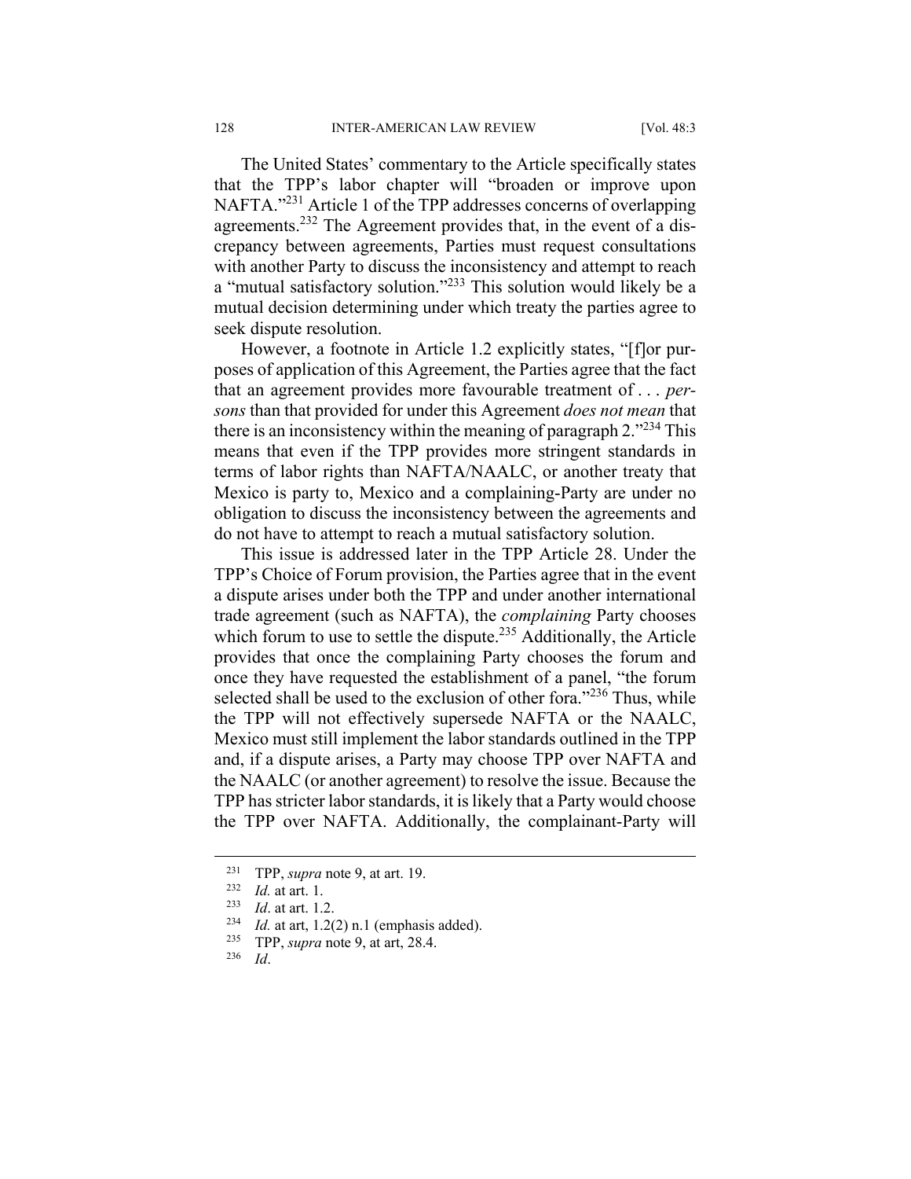The United States' commentary to the Article specifically states that the TPP's labor chapter will "broaden or improve upon NAFTA."[231] Article 1 of the TPP addresses concerns of overlapping agreements.[232] The Agreement provides that, in the event of a discrepancy between agreements, Parties must request consultations with another Party to discuss the inconsistency and attempt to reach a "mutual satisfactory solution."[233] This solution would likely be a mutual decision determining under which treaty the parties agree to seek dispute resolution.

However, a footnote in Article 1.2 explicitly states, "[f]or purposes of application of this Agreement, the Parties agree that the fact that an agreement provides more favourable treatment of . . . *persons* than that provided for under this Agreement *does not mean* that there is an inconsistency within the meaning of paragraph 2."[234] This means that even if the TPP provides more stringent standards in terms of labor rights than NAFTA/NAALC, or another treaty that Mexico is party to, Mexico and a complaining-Party are under no obligation to discuss the inconsistency between the agreements and do not have to attempt to reach a mutual satisfactory solution.

This issue is addressed later in the TPP Article 28. Under the TPP's Choice of Forum provision, the Parties agree that in the event a dispute arises under both the TPP and under another international trade agreement (such as NAFTA), the *complaining* Party chooses which forum to use to settle the dispute.[235] Additionally, the Article provides that once the complaining Party chooses the forum and once they have requested the establishment of a panel, "the forum selected shall be used to the exclusion of other fora."[236] Thus, while the TPP will not effectively supersede NAFTA or the NAALC, Mexico must still implement the labor standards outlined in the TPP and, if a dispute arises, a Party may choose TPP over NAFTA and the NAALC (or another agreement) to resolve the issue. Because the TPP has stricter labor standards, it is likely that a Party would choose the TPP over NAFTA. Additionally, the complainant-Party will

---

[231] TPP, *supra* note 9, at art. 19.

[232] *Id.* at art. 1.

[233] *Id*. at art. 1.2.

[234] *Id.* at art, 1.2(2) n.1 (emphasis added).

[235] TPP, *supra* note 9, at art, 28.4.

[236] *Id*.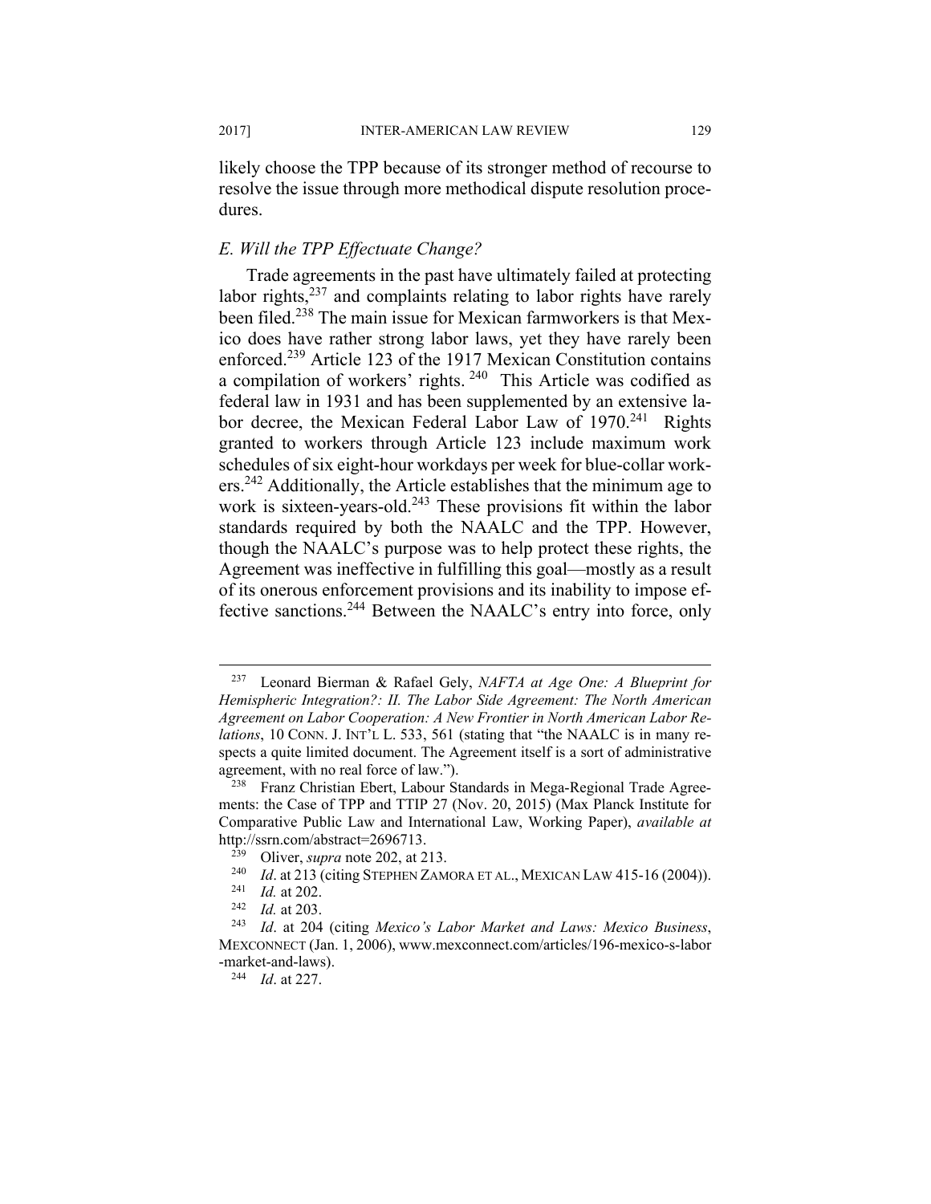likely choose the TPP because of its stronger method of recourse to resolve the issue through more methodical dispute resolution procedures.

### *E. Will the TPP Effectuate Change?*

Trade agreements in the past have ultimately failed at protecting labor rights,[237] and complaints relating to labor rights have rarely been filed.[238] The main issue for Mexican farmworkers is that Mexico does have rather strong labor laws, yet they have rarely been enforced.[239] Article 123 of the 1917 Mexican Constitution contains a compilation of workers' rights. [240] This Article was codified as federal law in 1931 and has been supplemented by an extensive labor decree, the Mexican Federal Labor Law of 1970.[241] Rights granted to workers through Article 123 include maximum work schedules of six eight-hour workdays per week for blue-collar workers.[242] Additionally, the Article establishes that the minimum age to work is sixteen-years-old.[243] These provisions fit within the labor standards required by both the NAALC and the TPP. However, though the NAALC's purpose was to help protect these rights, the Agreement was ineffective in fulfilling this goal—mostly as a result of its onerous enforcement provisions and its inability to impose effective sanctions.[244] Between the NAALC's entry into force, only

---

[237] Leonard Bierman & Rafael Gely, *NAFTA at Age One: A Blueprint for Hemispheric Integration?: II. The Labor Side Agreement: The North American Agreement on Labor Cooperation: A New Frontier in North American Labor Relations*, 10 CONN. J. INT'L L. 533, 561 (stating that "the NAALC is in many respects a quite limited document. The Agreement itself is a sort of administrative agreement, with no real force of law.").

[238] Franz Christian Ebert, Labour Standards in Mega-Regional Trade Agreements: the Case of TPP and TTIP 27 (Nov. 20, 2015) (Max Planck Institute for Comparative Public Law and International Law, Working Paper), *available at* http://ssrn.com/abstract=2696713.

[239] Oliver, *supra* note 202, at 213.

[240] *Id*. at 213 (citing STEPHEN ZAMORA ET AL., MEXICAN LAW 415-16 (2004)).

[241] *Id.* at 202.

[242] *Id.* at 203.

[243] *Id*. at 204 (citing *Mexico's Labor Market and Laws: Mexico Business*, MEXCONNECT (Jan. 1, 2006), www.mexconnect.com/articles/196-mexico-s-labor-market-and-laws).

[244] *Id*. at 227.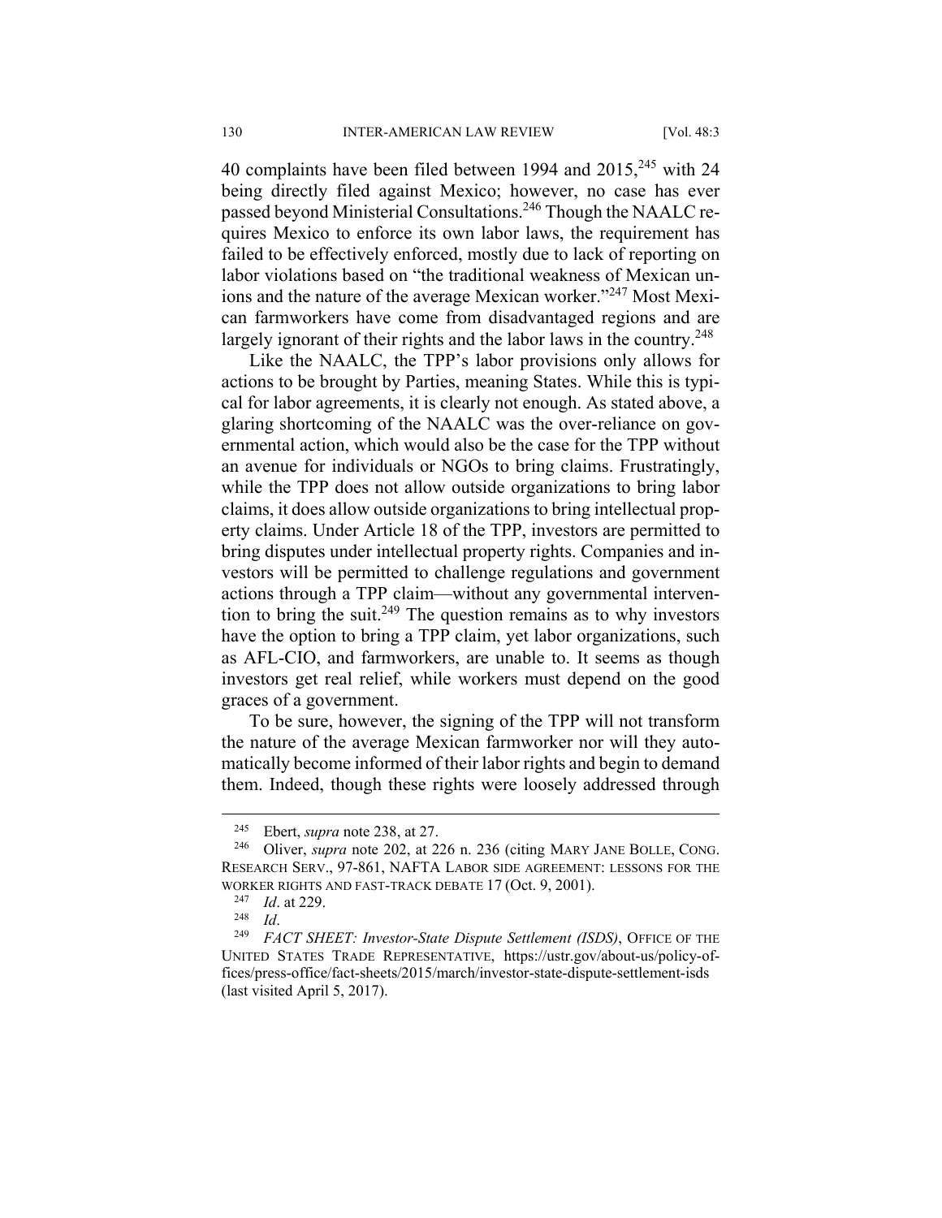40 complaints have been filed between 1994 and 2015,[245] with 24 being directly filed against Mexico; however, no case has ever passed beyond Ministerial Consultations.[246] Though the NAALC requires Mexico to enforce its own labor laws, the requirement has failed to be effectively enforced, mostly due to lack of reporting on labor violations based on "the traditional weakness of Mexican unions and the nature of the average Mexican worker."[247] Most Mexican farmworkers have come from disadvantaged regions and are largely ignorant of their rights and the labor laws in the country.[248]

Like the NAALC, the TPP's labor provisions only allows for actions to be brought by Parties, meaning States. While this is typical for labor agreements, it is clearly not enough. As stated above, a glaring shortcoming of the NAALC was the over-reliance on governmental action, which would also be the case for the TPP without an avenue for individuals or NGOs to bring claims. Frustratingly, while the TPP does not allow outside organizations to bring labor claims, it does allow outside organizations to bring intellectual property claims. Under Article 18 of the TPP, investors are permitted to bring disputes under intellectual property rights. Companies and investors will be permitted to challenge regulations and government actions through a TPP claim—without any governmental intervention to bring the suit.[249] The question remains as to why investors have the option to bring a TPP claim, yet labor organizations, such as AFL-CIO, and farmworkers, are unable to. It seems as though investors get real relief, while workers must depend on the good graces of a government.

To be sure, however, the signing of the TPP will not transform the nature of the average Mexican farmworker nor will they automatically become informed of their labor rights and begin to demand them. Indeed, though these rights were loosely addressed through

---

[245] Ebert, *supra* note 238, at 27.

[246] Oliver, *supra* note 202, at 226 n. 236 (citing MARY JANE BOLLE, CONG. RESEARCH SERV., 97-861, NAFTA LABOR SIDE AGREEMENT: LESSONS FOR THE WORKER RIGHTS AND FAST-TRACK DEBATE 17 (Oct. 9, 2001).

[247] *Id*. at 229.

[248] *Id*.

[249] *FACT SHEET: Investor-State Dispute Settlement (ISDS)*, OFFICE OF THE UNITED STATES TRADE REPRESENTATIVE, https://ustr.gov/about-us/policy-offices/press-office/fact-sheets/2015/march/investor-state-dispute-settlement-isds (last visited April 5, 2017).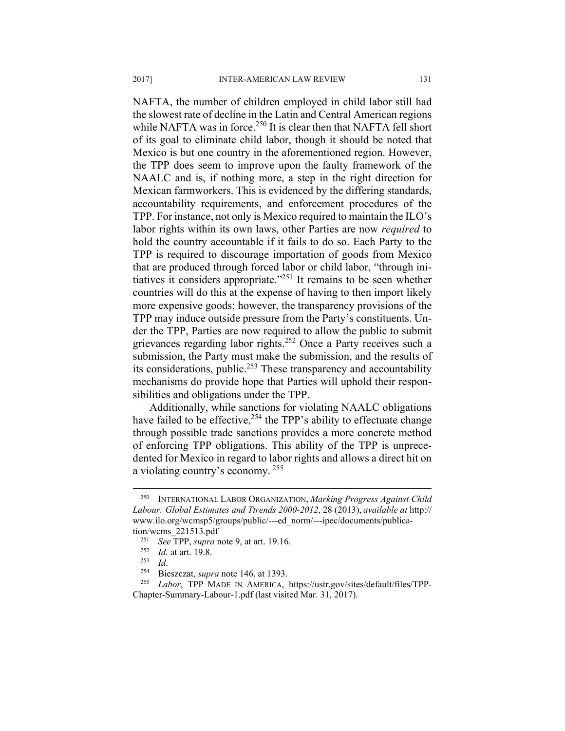NAFTA, the number of children employed in child labor still had the slowest rate of decline in the Latin and Central American regions while NAFTA was in force.[250] It is clear then that NAFTA fell short of its goal to eliminate child labor, though it should be noted that Mexico is but one country in the aforementioned region. However, the TPP does seem to improve upon the faulty framework of the NAALC and is, if nothing more, a step in the right direction for Mexican farmworkers. This is evidenced by the differing standards, accountability requirements, and enforcement procedures of the TPP. For instance, not only is Mexico required to maintain the ILO's labor rights within its own laws, other Parties are now *required* to hold the country accountable if it fails to do so. Each Party to the TPP is required to discourage importation of goods from Mexico that are produced through forced labor or child labor, "through initiatives it considers appropriate."[251] It remains to be seen whether countries will do this at the expense of having to then import likely more expensive goods; however, the transparency provisions of the TPP may induce outside pressure from the Party's constituents. Under the TPP, Parties are now required to allow the public to submit grievances regarding labor rights.[252] Once a Party receives such a submission, the Party must make the submission, and the results of its considerations, public.[253] These transparency and accountability mechanisms do provide hope that Parties will uphold their responsibilities and obligations under the TPP.

Additionally, while sanctions for violating NAALC obligations have failed to be effective,[254] the TPP's ability to effectuate change through possible trade sanctions provides a more concrete method of enforcing TPP obligations. This ability of the TPP is unprecedented for Mexico in regard to labor rights and allows a direct hit on a violating country's economy. [255]

---

[250] INTERNATIONAL LABOR ORGANIZATION, *Marking Progress Against Child Labour: Global Estimates and Ttrends 2000-2012*, 28 (2013), *available at* http://www.ilo.org/wcmsp5/groups/public/---ed_norm/---ipec/documents/publication/wcms_221513.pdf

[251] *See* TPP, *supra* note 9, at art. 19.16.

[252] *Id.* at art. 19.8.

[253] *Id*.

[254] Bieszczat, *supra* note 146, at 1393.

[255] *Labor*, TPP MADE IN AMERICA, https://ustr.gov/sites/default/files/TPP-Chapter-Summary-Labour-1.pdf (last visited Mar. 31, 2017).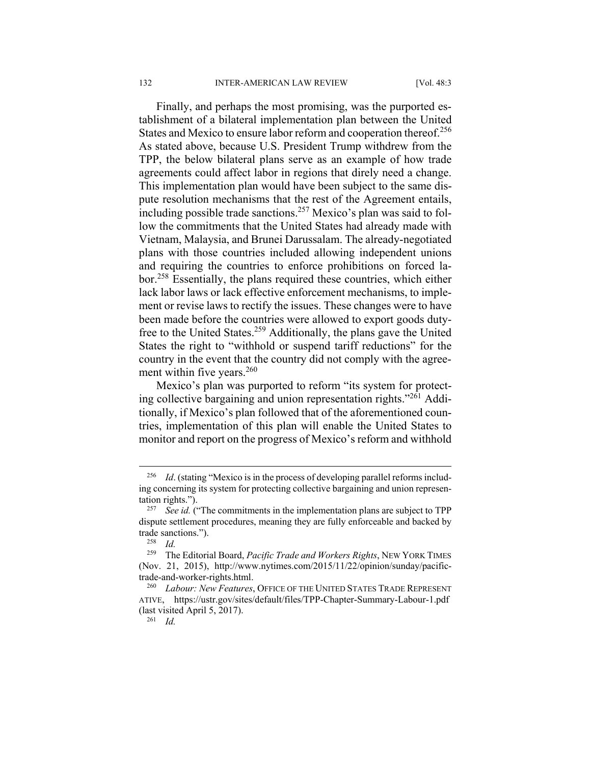Finally, and perhaps the most promising, was the purported establishment of a bilateral implementation plan between the United States and Mexico to ensure labor reform and cooperation thereof.[256] As stated above, because U.S. President Trump withdrew from the TPP, the below bilateral plans serve as an example of how trade agreements could affect labor in regions that direly need a change. This implementation plan would have been subject to the same dispute resolution mechanisms that the rest of the Agreement entails, including possible trade sanctions.[257] Mexico's plan was said to follow the commitments that the United States had already made with Vietnam, Malaysia, and Brunei Darussalam. The already-negotiated plans with those countries included allowing independent unions and requiring the countries to enforce prohibitions on forced labor.[258] Essentially, the plans required these countries, which either lack labor laws or lack effective enforcement mechanisms, to implement or revise laws to rectify the issues. These changes were to have been made before the countries were allowed to export goods duty-free to the United States.[259] Additionally, the plans gave the United States the right to "withhold or suspend tariff reductions" for the country in the event that the country did not comply with the agreement within five years.[260]

Mexico's plan was purported to reform "its system for protecting collective bargaining and union representation rights."[261] Additionally, if Mexico's plan followed that of the aforementioned countries, implementation of this plan will enable the United States to monitor and report on the progress of Mexico's reform and withhold

---

[256] *Id*. (stating "Mexico is in the process of developing parallel reforms including concerning its system for protecting collective bargaining and union representation rights.").

[257] *See id.* ("The commitments in the implementation plans are subject to TPP dispute settlement procedures, meaning they are fully enforceable and backed by trade sanctions.").

[258] *Id.*

[259] The Editorial Board, *Pacific Trade and Workers Rights*, NEW YORK TIMES (Nov. 21, 2015), http://www.nytimes.com/2015/11/22/opinion/sunday/pacific-trade-and-worker-rights.html.

[260] *Labour: New Features*, OFFICE OF THE UNITED STATES TRADE REPRESENTATIVE, https://ustr.gov/sites/default/files/TPP-Chapter-Summary-Labour-1.pdf (last visited April 5, 2017).

[261] *Id.*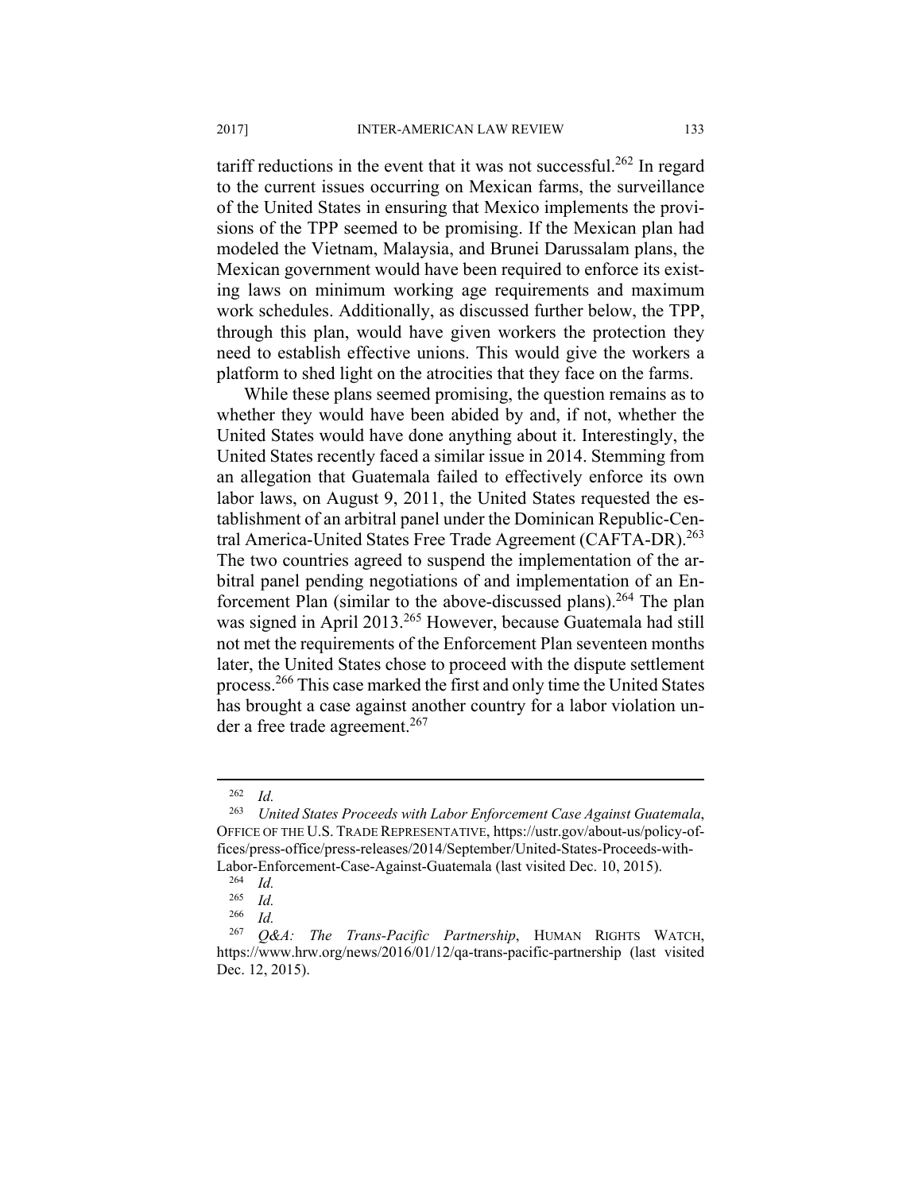tariff reductions in the event that it was not successful.[262] In regard to the current issues occurring on Mexican farms, the surveillance of the United States in ensuring that Mexico implements the provisions of the TPP seemed to be promising. If the Mexican plan had modeled the Vietnam, Malaysia, and Brunei Darussalam plans, the Mexican government would have been required to enforce its existing laws on minimum working age requirements and maximum work schedules. Additionally, as discussed further below, the TPP, through this plan, would have given workers the protection they need to establish effective unions. This would give the workers a platform to shed light on the atrocities that they face on the farms.

While these plans seemed promising, the question remains as to whether they would have been abided by and, if not, whether the United States would have done anything about it. Interestingly, the United States recently faced a similar issue in 2014. Stemming from an allegation that Guatemala failed to effectively enforce its own labor laws, on August 9, 2011, the United States requested the establishment of an arbitral panel under the Dominican Republic-Central America-United States Free Trade Agreement (CAFTA-DR).[263] The two countries agreed to suspend the implementation of the arbitral panel pending negotiations of and implementation of an Enforcement Plan (similar to the above-discussed plans).[264] The plan was signed in April 2013.[265] However, because Guatemala had still not met the requirements of the Enforcement Plan seventeen months later, the United States chose to proceed with the dispute settlement process.[266] This case marked the first and only time the United States has brought a case against another country for a labor violation under a free trade agreement.[267]

---

[262] *Id.*

[263] *United States Proceeds with Labor Enforcement Case Against Guatemala*, OFFICE OF THE U.S. TRADE REPRESENTATIVE, https://ustr.gov/about-us/policy-offices/press-office/press-releases/2014/September/United-States-Proceeds-with-Labor-Enforcement-Case-Against-Guatemala (last visited Dec. 10, 2015).

[264] *Id.*

[265] *Id.*

[266] *Id.*

[267] *Q&A: The Trans-Pacific Partnership*, HUMAN RIGHTS WATCH, https://www.hrw.org/news/2016/01/12/qa-trans-pacific-partnership (last visited Dec. 12, 2015).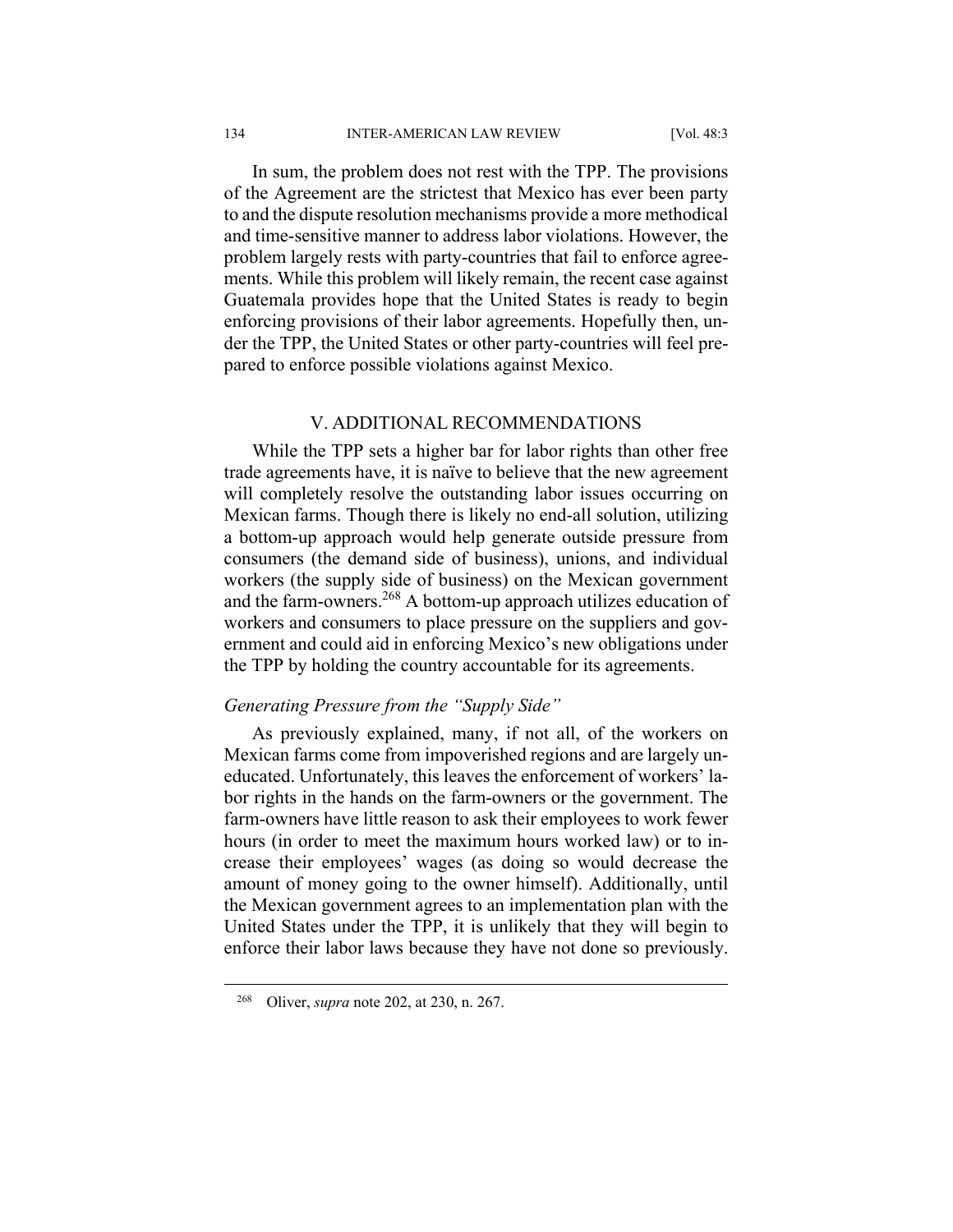In sum, the problem does not rest with the TPP. The provisions of the Agreement are the strictest that Mexico has ever been party to and the dispute resolution mechanisms provide a more methodical and time-sensitive manner to address labor violations. However, the problem largely rests with party-countries that fail to enforce agreements. While this problem will likely remain, the recent case against Guatemala provides hope that the United States is ready to begin enforcing provisions of their labor agreements. Hopefully then, under the TPP, the United States or other party-countries will feel prepared to enforce possible violations against Mexico.

## V. ADDITIONAL RECOMMENDATIONS

While the TPP sets a higher bar for labor rights than other free trade agreements have, it is naïve to believe that the new agreement will completely resolve the outstanding labor issues occurring on Mexican farms. Though there is likely no end-all solution, utilizing a bottom-up approach would help generate outside pressure from consumers (the demand side of business), unions, and individual workers (the supply side of business) on the Mexican government and the farm-owners.[268] A bottom-up approach utilizes education of workers and consumers to place pressure on the suppliers and government and could aid in enforcing Mexico's new obligations under the TPP by holding the country accountable for its agreements.

### *Generating Pressure from the "Supply Side"*

As previously explained, many, if not all, of the workers on Mexican farms come from impoverished regions and are largely uneducated. Unfortunately, this leaves the enforcement of workers' labor rights in the hands on the farm-owners or the government. The farm-owners have little reason to ask their employees to work fewer hours (in order to meet the maximum hours worked law) or to increase their employees' wages (as doing so would decrease the amount of money going to the owner himself). Additionally, until the Mexican government agrees to an implementation plan with the United States under the TPP, it is unlikely that they will begin to enforce their labor laws because they have not done so previously.

---

[268] Oliver, *supra* note 202, at 230, n. 267.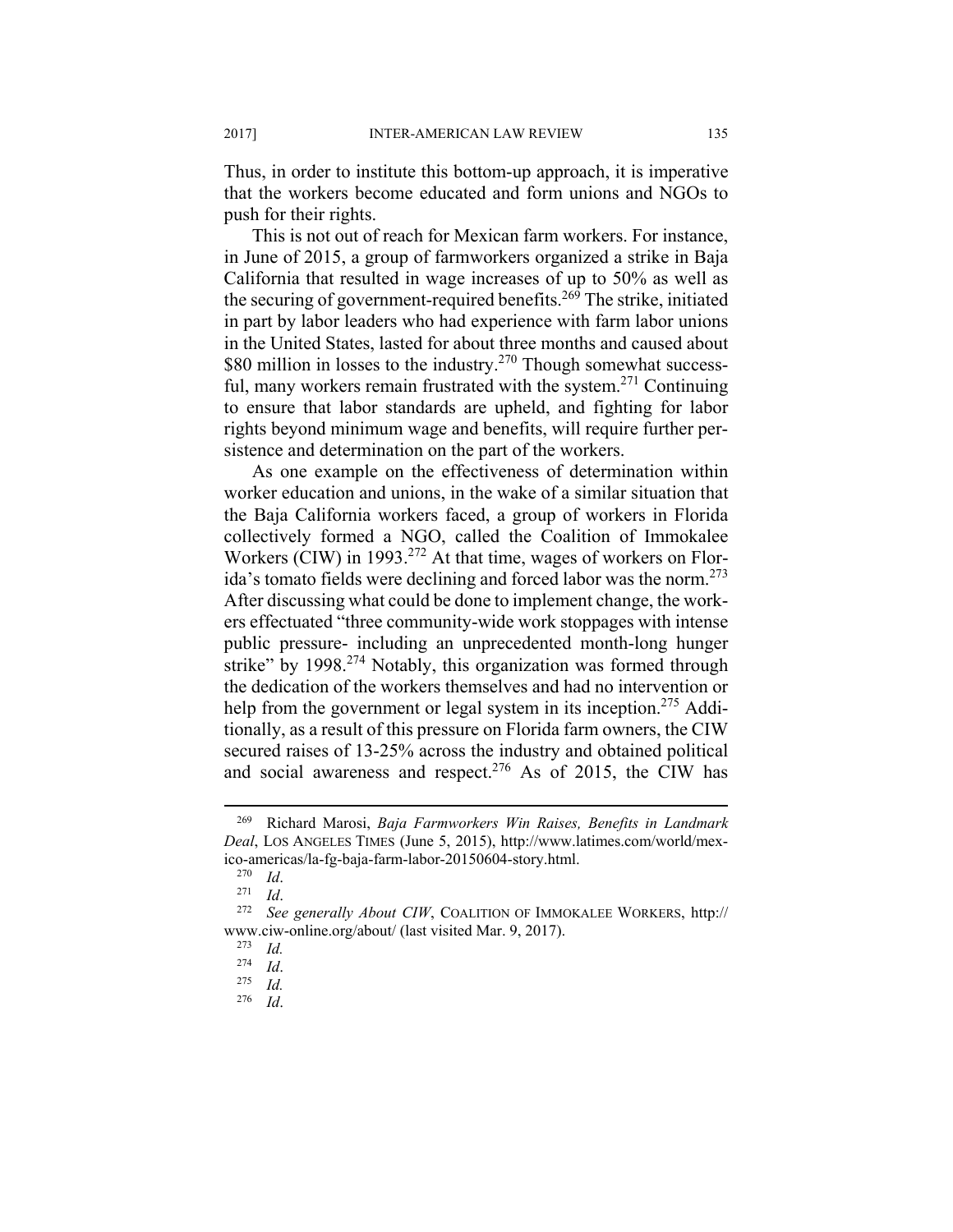Thus, in order to institute this bottom-up approach, it is imperative that the workers become educated and form unions and NGOs to push for their rights.

This is not out of reach for Mexican farm workers. For instance, in June of 2015, a group of farmworkers organized a strike in Baja California that resulted in wage increases of up to 50% as well as the securing of government-required benefits.[269] The strike, initiated in part by labor leaders who had experience with farm labor unions in the United States, lasted for about three months and caused about $80 million in losses to the industry.[270] Though somewhat successful, many workers remain frustrated with the system.[271] Continuing to ensure that labor standards are upheld, and fighting for labor rights beyond minimum wage and benefits, will require further persistence and determination on the part of the workers.

As one example on the effectiveness of determination within worker education and unions, in the wake of a similar situation that the Baja California workers faced, a group of workers in Florida collectively formed a NGO, called the Coalition of Immokalee Workers (CIW) in 1993.[272] At that time, wages of workers on Florida's tomato fields were declining and forced labor was the norm.[273] After discussing what could be done to implement change, the workers effectuated "three community-wide work stoppages with intense public pressure- including an unprecedented month-long hunger strike" by 1998.[274] Notably, this organization was formed through the dedication of the workers themselves and had no intervention or help from the government or legal system in its inception.[275] Additionally, as a result of this pressure on Florida farm owners, the CIW secured raises of 13-25% across the industry and obtained political and social awareness and respect.[276] As of 2015, the CIW has

---

[269] Richard Marosi, *Baja Farmworkers Win Raises, Benefits in Landmark Deal*, LOS ANGELES TIMES (June 5, 2015), http://www.latimes.com/world/mexico-americas/la-fg-baja-farm-labor-20150604-story.html.

[270] *Id*.

[271] *Id*.

[272] *See generally About CIW*, COALITION OF IMMOKALEE WORKERS, http://www.ciw-online.org/about/ (last visited Mar. 9, 2017).

[273] *Id.*

[274] *Id*.

[275] *Id.*

[276] *Id*.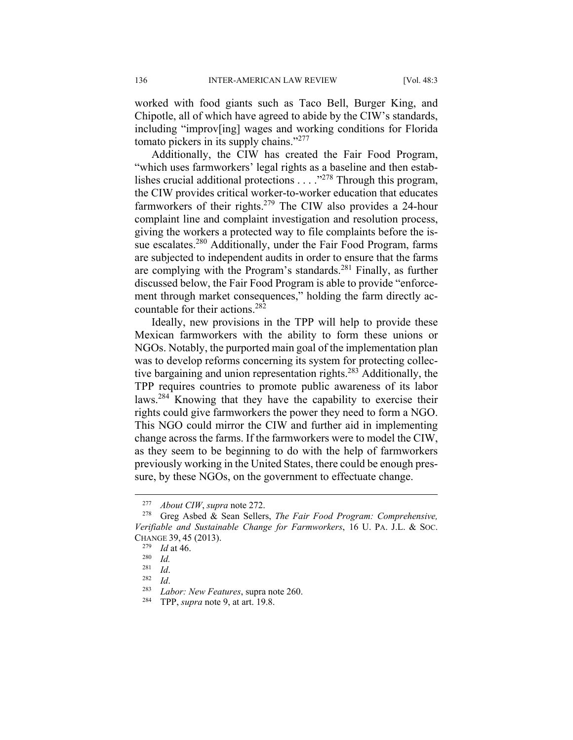worked with food giants such as Taco Bell, Burger King, and Chipotle, all of which have agreed to abide by the CIW's standards, including "improv[ing] wages and working conditions for Florida tomato pickers in its supply chains."[277]

Additionally, the CIW has created the Fair Food Program, "which uses farmworkers' legal rights as a baseline and then establishes crucial additional protections . . . ."[278] Through this program, the CIW provides critical worker-to-worker education that educates farmworkers of their rights.[279] The CIW also provides a 24-hour complaint line and complaint investigation and resolution process, giving the workers a protected way to file complaints before the issue escalates.[280] Additionally, under the Fair Food Program, farms are subjected to independent audits in order to ensure that the farms are complying with the Program's standards.[281] Finally, as further discussed below, the Fair Food Program is able to provide "enforcement through market consequences," holding the farm directly accountable for their actions.[282]

Ideally, new provisions in the TPP will help to provide these Mexican farmworkers with the ability to form these unions or NGOs. Notably, the purported main goal of the implementation plan was to develop reforms concerning its system for protecting collective bargaining and union representation rights.[283] Additionally, the TPP requires countries to promote public awareness of its labor laws.[284] Knowing that they have the capability to exercise their rights could give farmworkers the power they need to form a NGO. This NGO could mirror the CIW and further aid in implementing change across the farms. If the farmworkers were to model the CIW, as they seem to be beginning to do with the help of farmworkers previously working in the United States, there could be enough pressure, by these NGOs, on the government to effectuate change.

---

[277] *About CIW*, *supra* note 272.

[278] Greg Asbed & Sean Sellers, *The Fair Food Program: Comprehensive, Verifiable and Sustainable Change for Farmworkers*, 16 U. PA. J.L. & SOC. CHANGE 39, 45 (2013).

[279] *Id* at 46.

[280] *Id.*

[281] *Id*.

[282] *Id*.

[283] *Labor: New Features*, supra note 260.

[284] TPP, *supra* note 9, at art. 19.8.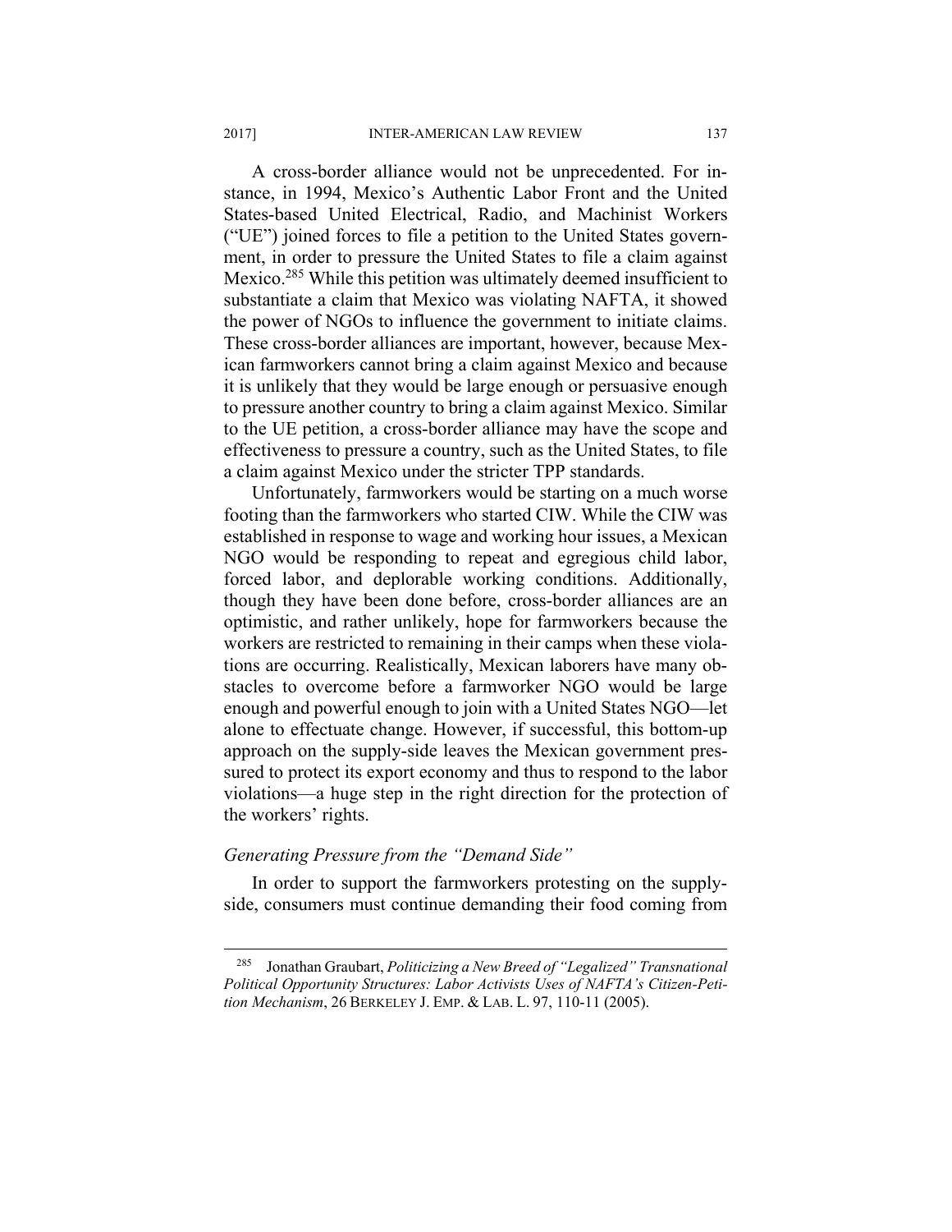A cross-border alliance would not be unprecedented. For instance, in 1994, Mexico's Authentic Labor Front and the United States-based United Electrical, Radio, and Machinist Workers ("UE") joined forces to file a petition to the United States government, in order to pressure the United States to file a claim against Mexico.[285] While this petition was ultimately deemed insufficient to substantiate a claim that Mexico was violating NAFTA, it showed the power of NGOs to influence the government to initiate claims. These cross-border alliances are important, however, because Mexican farmworkers cannot bring a claim against Mexico and because it is unlikely that they would be large enough or persuasive enough to pressure another country to bring a claim against Mexico. Similar to the UE petition, a cross-border alliance may have the scope and effectiveness to pressure a country, such as the United States, to file a claim against Mexico under the stricter TPP standards.

Unfortunately, farmworkers would be starting on a much worse footing than the farmworkers who started CIW. While the CIW was established in response to wage and working hour issues, a Mexican NGO would be responding to repeat and egregious child labor, forced labor, and deplorable working conditions. Additionally, though they have been done before, cross-border alliances are an optimistic, and rather unlikely, hope for farmworkers because the workers are restricted to remaining in their camps when these violations are occurring. Realistically, Mexican laborers have many obstacles to overcome before a farmworker NGO would be large enough and powerful enough to join with a United States NGO—let alone to effectuate change. However, if successful, this bottom-up approach on the supply-side leaves the Mexican government pressured to protect its export economy and thus to respond to the labor violations—a huge step in the right direction for the protection of the workers' rights.

*Generating Pressure from the "Demand Side"*

In order to support the farmworkers protesting on the supply-side, consumers must continue demanding their food coming from

---

[285] Jonathan Graubart, *Politicizing a New Breed of "Legalized" Transnational Political Opportunity Structures: Labor Activists Uses of NAFTA's Citizen-Petition Mechanism*, 26 BERKELEY J. EMP. & LAB. L. 97, 110-11 (2005).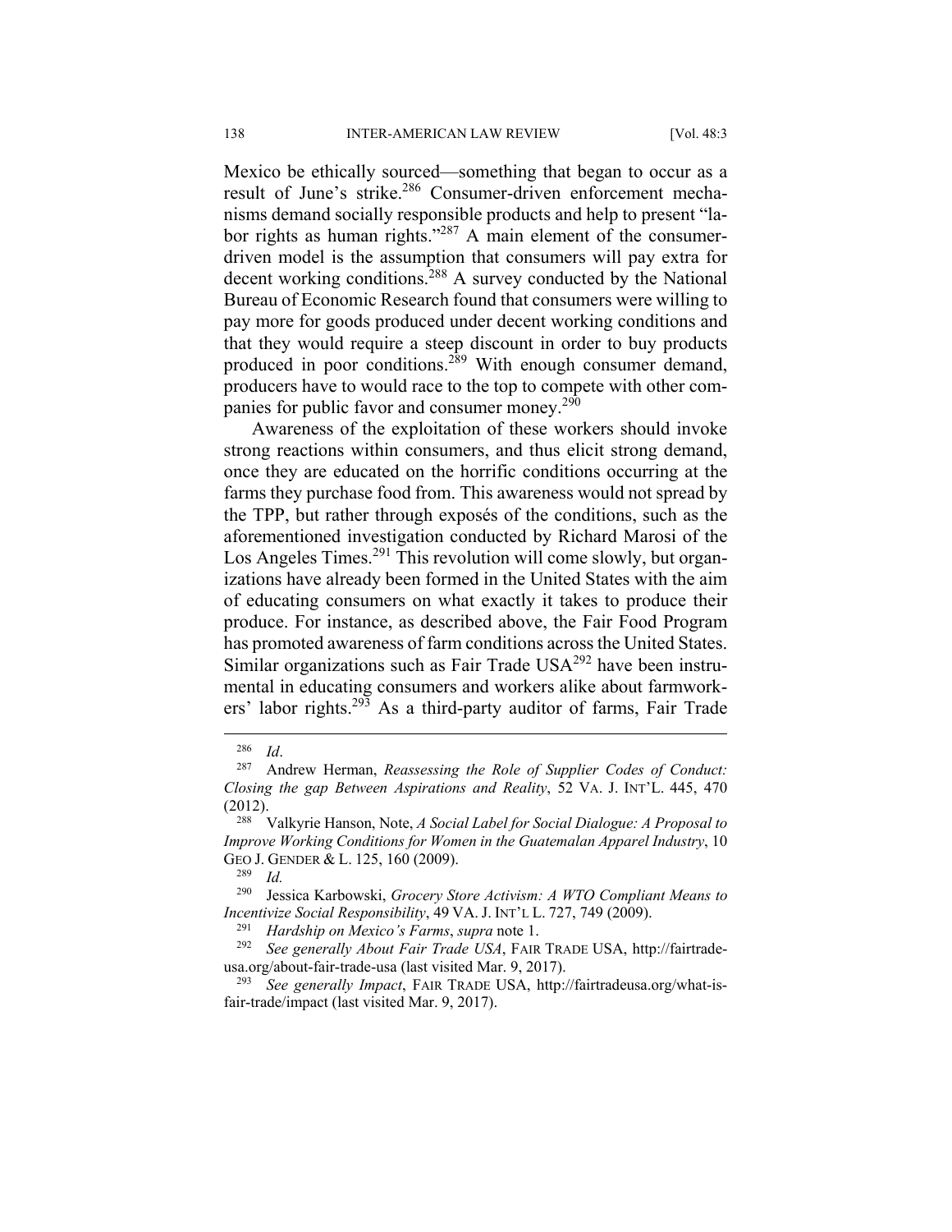Mexico be ethically sourced—something that began to occur as a result of June's strike.[286] Consumer-driven enforcement mechanisms demand socially responsible products and help to present "labor rights as human rights."[287] A main element of the consumer-driven model is the assumption that consumers will pay extra for decent working conditions.[288] A survey conducted by the National Bureau of Economic Research found that consumers were willing to pay more for goods produced under decent working conditions and that they would require a steep discount in order to buy products produced in poor conditions.[289] With enough consumer demand, producers have to would race to the top to compete with other companies for public favor and consumer money.[290]

Awareness of the exploitation of these workers should invoke strong reactions within consumers, and thus elicit strong demand, once they are educated on the horrific conditions occurring at the farms they purchase food from. This awareness would not spread by the TPP, but rather through exposés of the conditions, such as the aforementioned investigation conducted by Richard Marosi of the Los Angeles Times.[291] This revolution will come slowly, but organizations have already been formed in the United States with the aim of educating consumers on what exactly it takes to produce their produce. For instance, as described above, the Fair Food Program has promoted awareness of farm conditions across the United States. Similar organizations such as Fair Trade USA[292] have been instrumental in educating consumers and workers alike about farmworkers' labor rights.[293] As a third-party auditor of farms, Fair Trade

---

[286] *Id*.

[287] Andrew Herman, *Reassessing the Role of Supplier Codes of Conduct: Closing the gap Between Aspirations and Reality*, 52 VA. J. INT'L. 445, 470 (2012).

[288] Valkyrie Hanson, Note, *A Social Label for Social Dialogue: A Proposal to Improve Working Conditions for Women in the Guatemalan Apparel Industry*, 10 GEO J. GENDER & L. 125, 160 (2009).

[289] *Id.*

[290] Jessica Karbowski, *Grocery Store Activism: A WTO Compliant Means to Incentivize Social Responsibility*, 49 VA. J. INT'L L. 727, 749 (2009).

[291] *Hardship on Mexico's Farms*, *supra* note 1.

[292] *See generally About Fair Trade USA*, FAIR TRADE USA, http://fairtradeusa.org/about-fair-trade-usa (last visited Mar. 9, 2017).

[293] *See generally Impact*, FAIR TRADE USA, http://fairtradeusa.org/what-is-fair-trade/impact (last visited Mar. 9, 2017).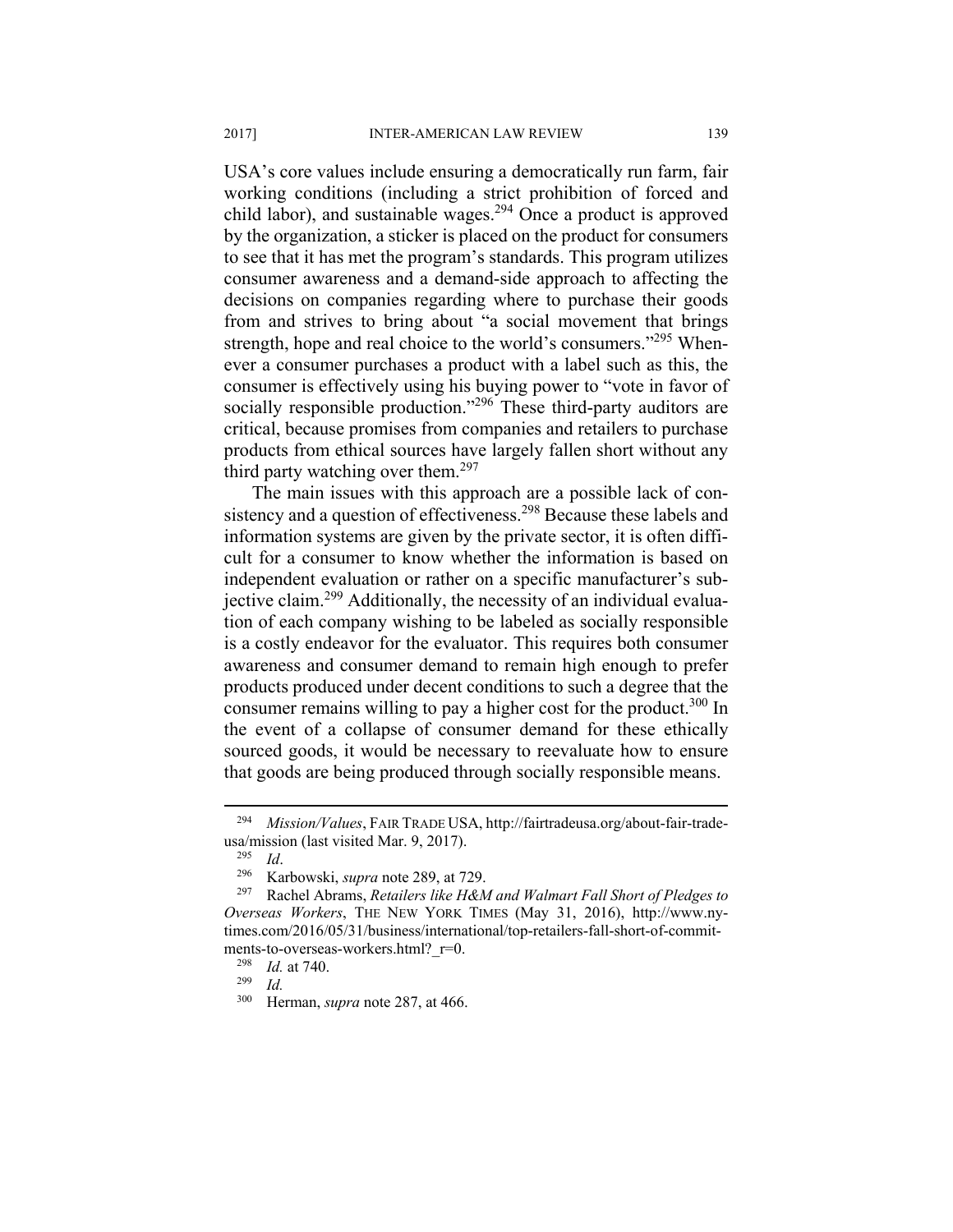USA's core values include ensuring a democratically run farm, fair working conditions (including a strict prohibition of forced and child labor), and sustainable wages.[294] Once a product is approved by the organization, a sticker is placed on the product for consumers to see that it has met the program's standards. This program utilizes consumer awareness and a demand-side approach to affecting the decisions on companies regarding where to purchase their goods from and strives to bring about "a social movement that brings strength, hope and real choice to the world's consumers."[295] Whenever a consumer purchases a product with a label such as this, the consumer is effectively using his buying power to "vote in favor of socially responsible production."[296] These third-party auditors are critical, because promises from companies and retailers to purchase products from ethical sources have largely fallen short without any third party watching over them.[297]

The main issues with this approach are a possible lack of consistency and a question of effectiveness.[298] Because these labels and information systems are given by the private sector, it is often difficult for a consumer to know whether the information is based on independent evaluation or rather on a specific manufacturer's subjective claim.[299] Additionally, the necessity of an individual evaluation of each company wishing to be labeled as socially responsible is a costly endeavor for the evaluator. This requires both consumer awareness and consumer demand to remain high enough to prefer products produced under decent conditions to such a degree that the consumer remains willing to pay a higher cost for the product.[300] In the event of a collapse of consumer demand for these ethically sourced goods, it would be necessary to reevaluate how to ensure that goods are being produced through socially responsible means.

---

[294] *Mission/Values*, FAIR TRADE USA, http://fairtradeusa.org/about-fair-trade-usa/mission (last visited Mar. 9, 2017).

[295] *Id*.

[296] Karbowski, *supra* note 289, at 729.

[297] Rachel Abrams, *Retailers like H&M and Walmart Fall Short of Pledges to Overseas Workers*, THE NEW YORK TIMES (May 31, 2016), http://www.nytimes.com/2016/05/31/business/international/top-retailers-fall-short-of-commitments-to-overseas-workers.html?_r=0.

[298] *Id.* at 740.

[299] *Id.*

[300] Herman, *supra* note 287, at 466.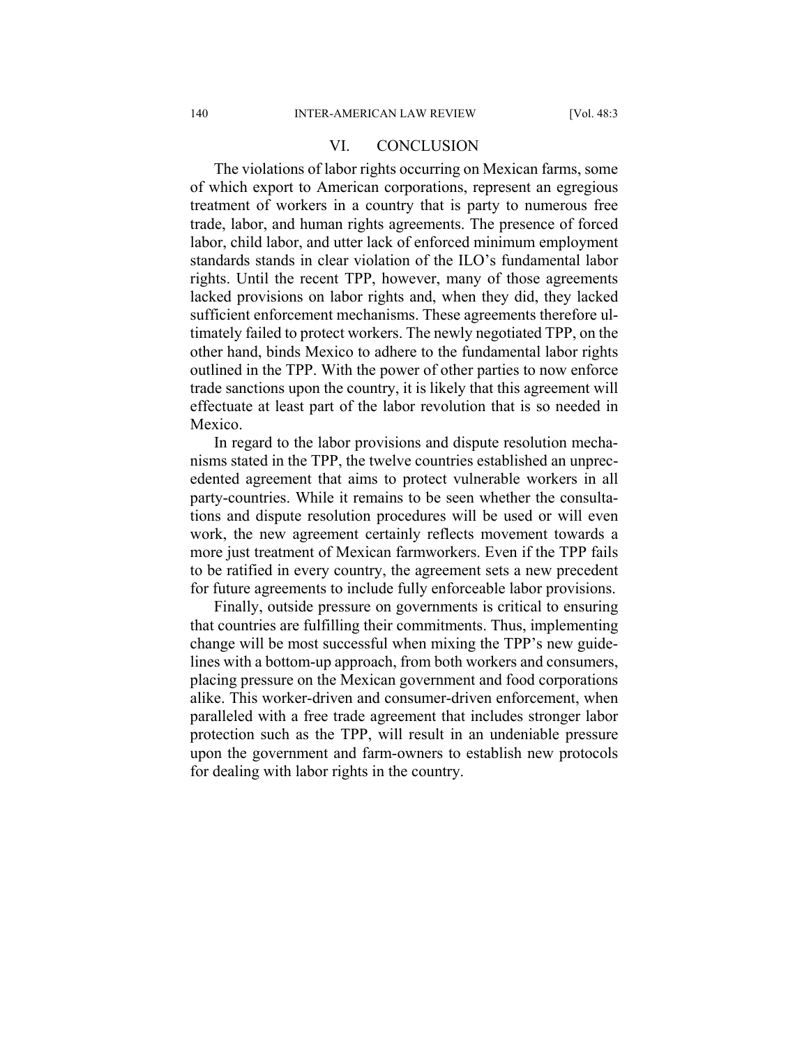## VI. CONCLUSION

The violations of labor rights occurring on Mexican farms, some of which export to American corporations, represent an egregious treatment of workers in a country that is party to numerous free trade, labor, and human rights agreements. The presence of forced labor, child labor, and utter lack of enforced minimum employment standards stands in clear violation of the ILO's fundamental labor rights. Until the recent TPP, however, many of those agreements lacked provisions on labor rights and, when they did, they lacked sufficient enforcement mechanisms. These agreements therefore ultimately failed to protect workers. The newly negotiated TPP, on the other hand, binds Mexico to adhere to the fundamental labor rights outlined in the TPP. With the power of other parties to now enforce trade sanctions upon the country, it is likely that this agreement will effectuate at least part of the labor revolution that is so needed in Mexico.

In regard to the labor provisions and dispute resolution mechanisms stated in the TPP, the twelve countries established an unprecedented agreement that aims to protect vulnerable workers in all party-countries. While it remains to be seen whether the consultations and dispute resolution procedures will be used or will even work, the new agreement certainly reflects movement towards a more just treatment of Mexican farmworkers. Even if the TPP fails to be ratified in every country, the agreement sets a new precedent for future agreements to include fully enforceable labor provisions.

Finally, outside pressure on governments is critical to ensuring that countries are fulfilling their commitments. Thus, implementing change will be most successful when mixing the TPP's new guidelines with a bottom-up approach, from both workers and consumers, placing pressure on the Mexican government and food corporations alike. This worker-driven and consumer-driven enforcement, when paralleled with a free trade agreement that includes stronger labor protection such as the TPP, will result in an undeniable pressure upon the government and farm-owners to establish new protocols for dealing with labor rights in the country.